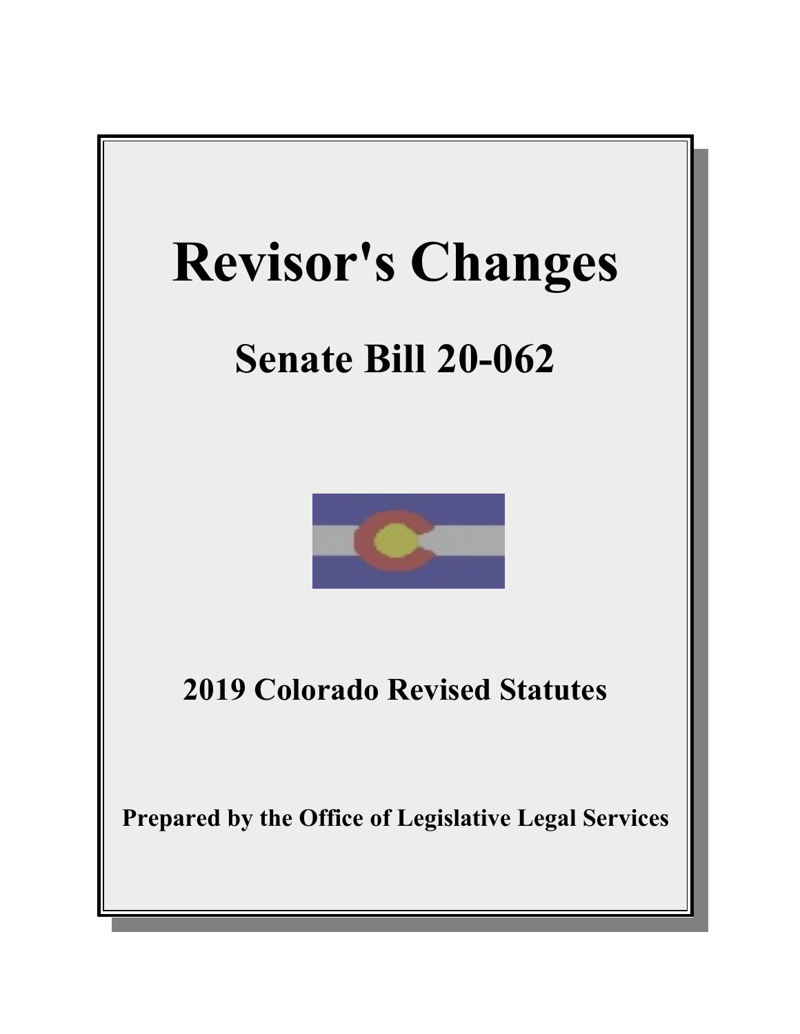# Revisor's Changes

## Senate Bill 20-062

**2019 Colorado Revised Statutes**

**Prepared by the Office of Legislative Legal Services**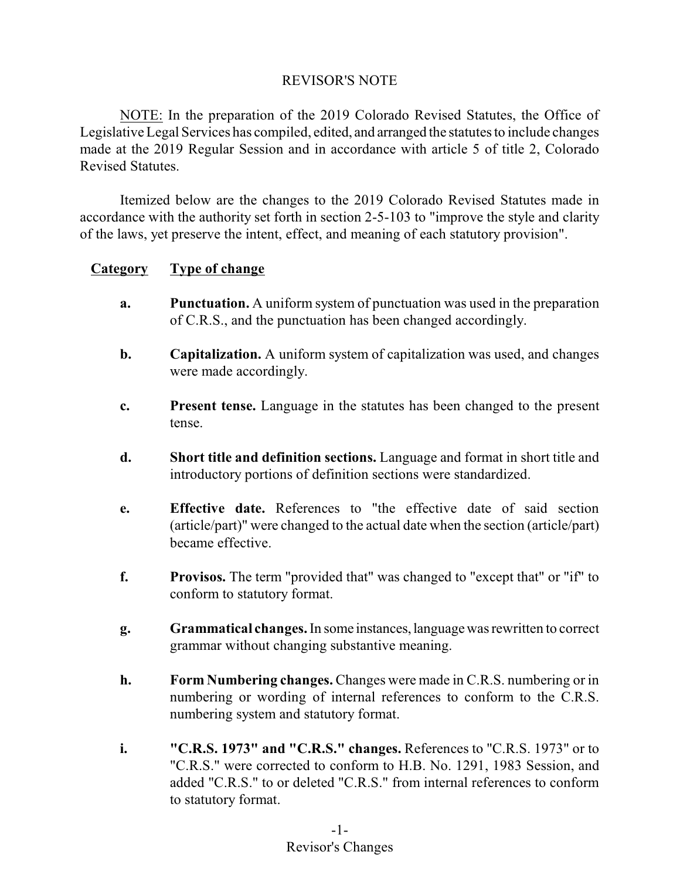# REVISOR'S NOTE

NOTE: In the preparation of the 2019 Colorado Revised Statutes, the Office of Legislative Legal Services has compiled, edited, and arranged the statutes to include changes made at the 2019 Regular Session and in accordance with article 5 of title 2, Colorado Revised Statutes.

Itemized below are the changes to the 2019 Colorado Revised Statutes made in accordance with the authority set forth in section 2-5-103 to "improve the style and clarity of the laws, yet preserve the intent, effect, and meaning of each statutory provision".

| Category | Type of change |
|---|---|
| **a.** | **Punctuation.** A uniform system of punctuation was used in the preparation of C.R.S., and the punctuation has been changed accordingly. |
| **b.** | **Capitalization.** A uniform system of capitalization was used, and changes were made accordingly. |
| **c.** | **Present tense.** Language in the statutes has been changed to the present tense. |
| **d.** | **Short title and definition sections.** Language and format in short title and introductory portions of definition sections were standardized. |
| **e.** | **Effective date.** References to "the effective date of said section (article/part)" were changed to the actual date when the section (article/part) became effective. |
| **f.** | **Provisos.** The term "provided that" was changed to "except that" or "if" to conform to statutory format. |
| **g.** | **Grammatical changes.** In some instances, language was rewritten to correct grammar without changing substantive meaning. |
| **h.** | **Form Numbering changes.** Changes were made in C.R.S. numbering or in numbering or wording of internal references to conform to the C.R.S. numbering system and statutory format. |
| **i.** | **"C.R.S. 1973" and "C.R.S." changes.** References to "C.R.S. 1973" or to "C.R.S." were corrected to conform to H.B. No. 1291, 1983 Session, and added "C.R.S." to or deleted "C.R.S." from internal references to conform to statutory format. |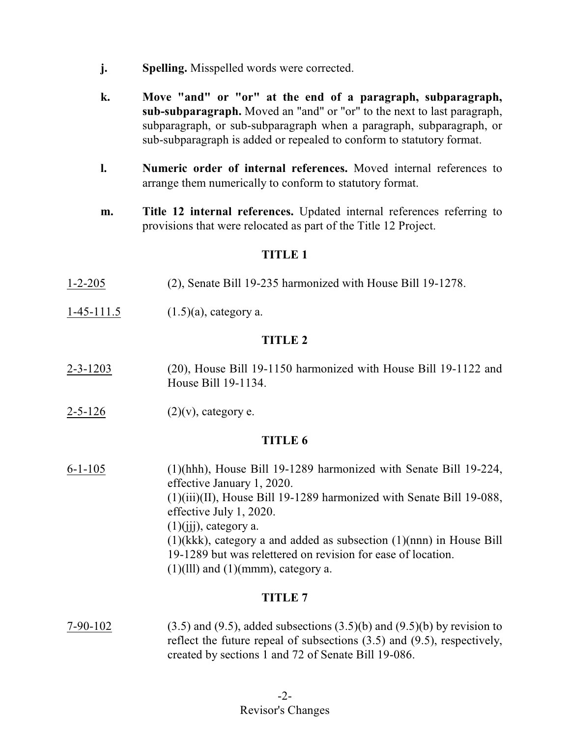- **j. Spelling.** Misspelled words were corrected.

- **k. Move "and" or "or" at the end of a paragraph, subparagraph, sub-subparagraph.** Moved an "and" or "or" to the next to last paragraph, subparagraph, or sub-subparagraph when a paragraph, subparagraph, or sub-subparagraph is added or repealed to conform to statutory format.

- **l. Numeric order of internal references.** Moved internal references to arrange them numerically to conform to statutory format.

- **m. Title 12 internal references.** Updated internal references referring to provisions that were relocated as part of the Title 12 Project.

## TITLE 1

1-2-205 — (2), Senate Bill 19-235 harmonized with House Bill 19-1278.

1-45-111.5 — (1.5)(a), category a.

## TITLE 2

2-3-1203 — (20), House Bill 19-1150 harmonized with House Bill 19-1122 and House Bill 19-1134.

2-5-126 — (2)(v), category e.

## TITLE 6

6-1-105 — (1)(hhh), House Bill 19-1289 harmonized with Senate Bill 19-224, effective January 1, 2020.
(1)(iii)(II), House Bill 19-1289 harmonized with Senate Bill 19-088, effective July 1, 2020.
(1)(jjj), category a.
(1)(kkk), category a and added as subsection (1)(nnn) in House Bill 19-1289 but was relettered on revision for ease of location.
(1)(lll) and (1)(mmm), category a.

## TITLE 7

7-90-102 — (3.5) and (9.5), added subsections (3.5)(b) and (9.5)(b) by revision to reflect the future repeal of subsections (3.5) and (9.5), respectively, created by sections 1 and 72 of Senate Bill 19-086.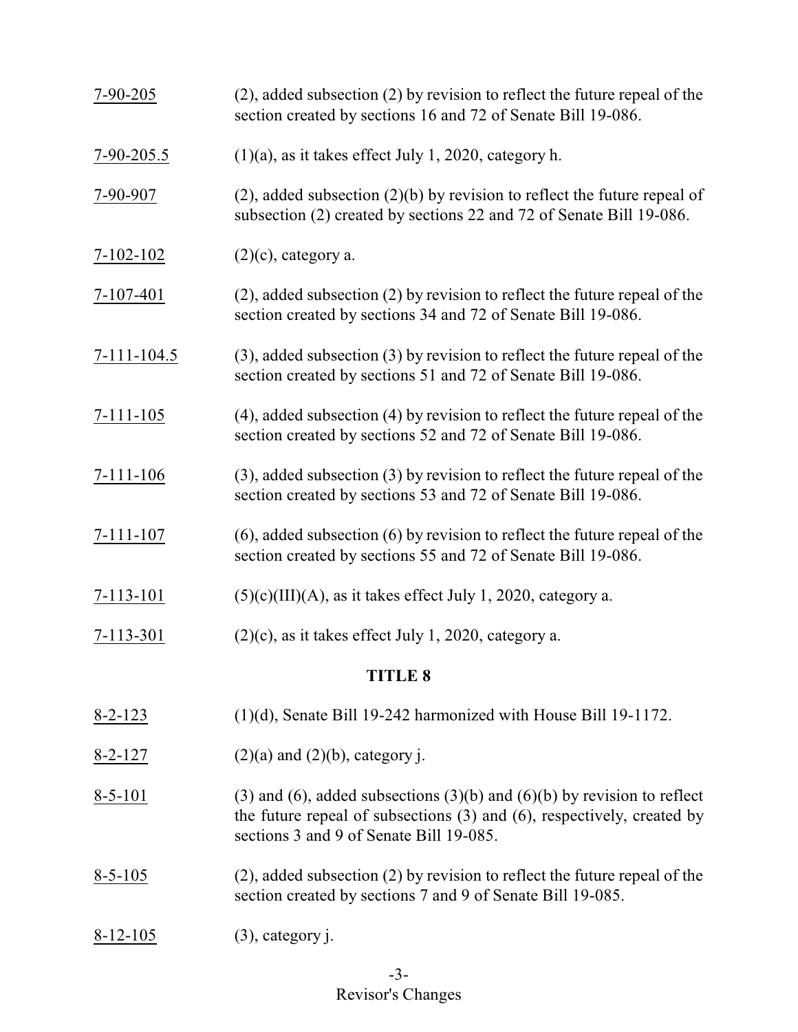7-90-205 (2), added subsection (2) by revision to reflect the future repeal of the section created by sections 16 and 72 of Senate Bill 19-086.

7-90-205.5 (1)(a), as it takes effect July 1, 2020, category h.

7-90-907 (2), added subsection (2)(b) by revision to reflect the future repeal of subsection (2) created by sections 22 and 72 of Senate Bill 19-086.

7-102-102 (2)(c), category a.

7-107-401 (2), added subsection (2) by revision to reflect the future repeal of the section created by sections 34 and 72 of Senate Bill 19-086.

7-111-104.5 (3), added subsection (3) by revision to reflect the future repeal of the section created by sections 51 and 72 of Senate Bill 19-086.

7-111-105 (4), added subsection (4) by revision to reflect the future repeal of the section created by sections 52 and 72 of Senate Bill 19-086.

7-111-106 (3), added subsection (3) by revision to reflect the future repeal of the section created by sections 53 and 72 of Senate Bill 19-086.

7-111-107 (6), added subsection (6) by revision to reflect the future repeal of the section created by sections 55 and 72 of Senate Bill 19-086.

7-113-101 (5)(c)(III)(A), as it takes effect July 1, 2020, category a.

7-113-301 (2)(c), as it takes effect July 1, 2020, category a.

## TITLE 8

8-2-123 (1)(d), Senate Bill 19-242 harmonized with House Bill 19-1172.

8-2-127 (2)(a) and (2)(b), category j.

8-5-101 (3) and (6), added subsections (3)(b) and (6)(b) by revision to reflect the future repeal of subsections (3) and (6), respectively, created by sections 3 and 9 of Senate Bill 19-085.

8-5-105 (2), added subsection (2) by revision to reflect the future repeal of the section created by sections 7 and 9 of Senate Bill 19-085.

8-12-105 (3), category j.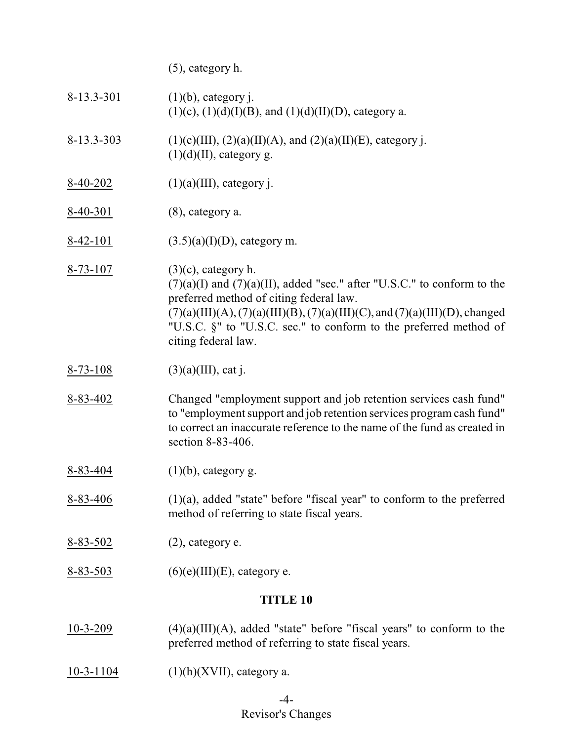(5), category h.

<u>8-13.3-301</u> (1)(b), category j.
(1)(c), (1)(d)(I)(B), and (1)(d)(II)(D), category a.

<u>8-13.3-303</u> (1)(c)(III), (2)(a)(II)(A), and (2)(a)(II)(E), category j.
(1)(d)(II), category g.

<u>8-40-202</u> (1)(a)(III), category j.

<u>8-40-301</u> (8), category a.

<u>8-42-101</u> (3.5)(a)(I)(D), category m.

<u>8-73-107</u> (3)(c), category h.
(7)(a)(I) and (7)(a)(II), added "sec." after "U.S.C." to conform to the preferred method of citing federal law.
(7)(a)(III)(A), (7)(a)(III)(B), (7)(a)(III)(C), and (7)(a)(III)(D), changed "U.S.C. §" to "U.S.C. sec." to conform to the preferred method of citing federal law.

<u>8-73-108</u> (3)(a)(III), cat j.

<u>8-83-402</u> Changed "employment support and job retention services cash fund" to "employment support and job retention services program cash fund" to correct an inaccurate reference to the name of the fund as created in section 8-83-406.

<u>8-83-404</u> (1)(b), category g.

<u>8-83-406</u> (1)(a), added "state" before "fiscal year" to conform to the preferred method of referring to state fiscal years.

<u>8-83-502</u> (2), category e.

<u>8-83-503</u> (6)(e)(III)(E), category e.

## TITLE 10

<u>10-3-209</u> (4)(a)(III)(A), added "state" before "fiscal years" to conform to the preferred method of referring to state fiscal years.

<u>10-3-1104</u> (1)(h)(XVII), category a.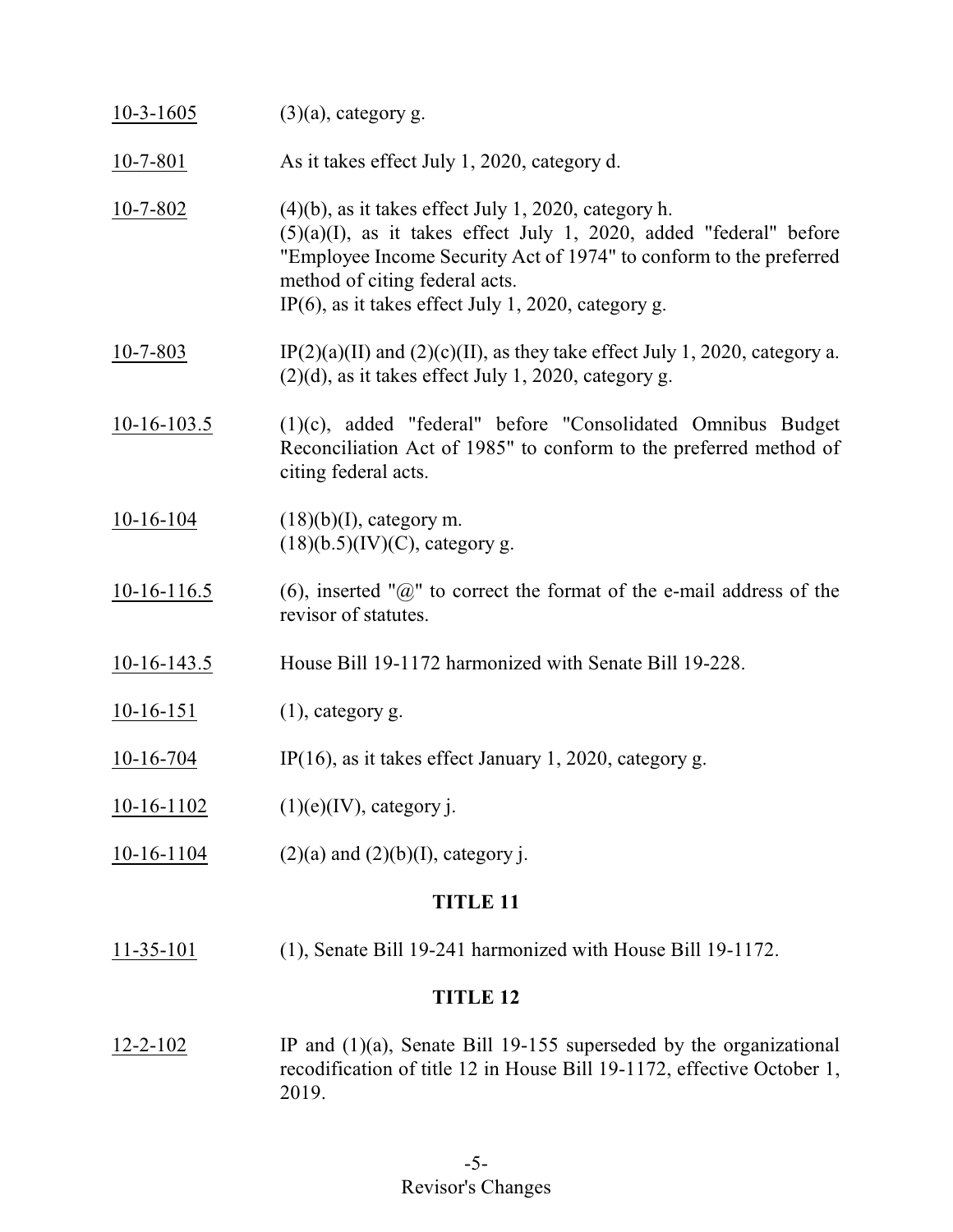10-3-1605 (3)(a), category g.

10-7-801 As it takes effect July 1, 2020, category d.

10-7-802 (4)(b), as it takes effect July 1, 2020, category h.
(5)(a)(I), as it takes effect July 1, 2020, added "federal" before "Employee Income Security Act of 1974" to conform to the preferred method of citing federal acts.
IP(6), as it takes effect July 1, 2020, category g.

10-7-803 IP(2)(a)(II) and (2)(c)(II), as they take effect July 1, 2020, category a.
(2)(d), as it takes effect July 1, 2020, category g.

10-16-103.5 (1)(c), added "federal" before "Consolidated Omnibus Budget Reconciliation Act of 1985" to conform to the preferred method of citing federal acts.

10-16-104 (18)(b)(I), category m.
(18)(b.5)(IV)(C), category g.

10-16-116.5 (6), inserted "@" to correct the format of the e-mail address of the revisor of statutes.

10-16-143.5 House Bill 19-1172 harmonized with Senate Bill 19-228.

10-16-151 (1), category g.

10-16-704 IP(16), as it takes effect January 1, 2020, category g.

10-16-1102 (1)(e)(IV), category j.

10-16-1104 (2)(a) and (2)(b)(I), category j.

## TITLE 11

11-35-101 (1), Senate Bill 19-241 harmonized with House Bill 19-1172.

## TITLE 12

12-2-102 IP and (1)(a), Senate Bill 19-155 superseded by the organizational recodification of title 12 in House Bill 19-1172, effective October 1, 2019.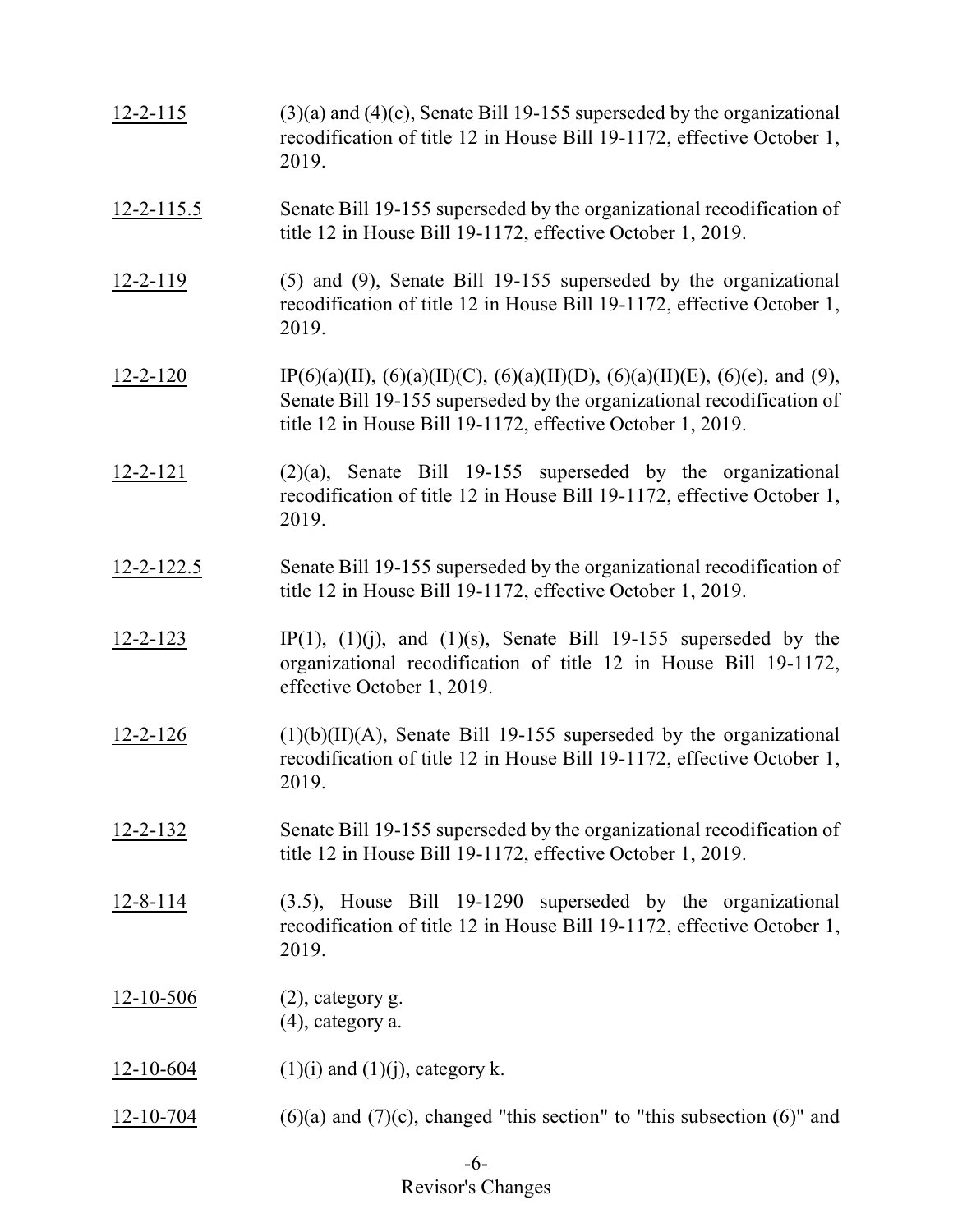| | |
|---|---|
| 12-2-115 | (3)(a) and (4)(c), Senate Bill 19-155 superseded by the organizational recodification of title 12 in House Bill 19-1172, effective October 1, 2019. |
| 12-2-115.5 | Senate Bill 19-155 superseded by the organizational recodification of title 12 in House Bill 19-1172, effective October 1, 2019. |
| 12-2-119 | (5) and (9), Senate Bill 19-155 superseded by the organizational recodification of title 12 in House Bill 19-1172, effective October 1, 2019. |
| 12-2-120 | IP(6)(a)(II), (6)(a)(II)(C), (6)(a)(II)(D), (6)(a)(II)(E), (6)(e), and (9), Senate Bill 19-155 superseded by the organizational recodification of title 12 in House Bill 19-1172, effective October 1, 2019. |
| 12-2-121 | (2)(a), Senate Bill 19-155 superseded by the organizational recodification of title 12 in House Bill 19-1172, effective October 1, 2019. |
| 12-2-122.5 | Senate Bill 19-155 superseded by the organizational recodification of title 12 in House Bill 19-1172, effective October 1, 2019. |
| 12-2-123 | IP(1), (1)(j), and (1)(s), Senate Bill 19-155 superseded by the organizational recodification of title 12 in House Bill 19-1172, effective October 1, 2019. |
| 12-2-126 | (1)(b)(II)(A), Senate Bill 19-155 superseded by the organizational recodification of title 12 in House Bill 19-1172, effective October 1, 2019. |
| 12-2-132 | Senate Bill 19-155 superseded by the organizational recodification of title 12 in House Bill 19-1172, effective October 1, 2019. |
| 12-8-114 | (3.5), House Bill 19-1290 superseded by the organizational recodification of title 12 in House Bill 19-1172, effective October 1, 2019. |
| 12-10-506 | (2), category g.<br>(4), category a. |
| 12-10-604 | (1)(i) and (1)(j), category k. |
| 12-10-704 | (6)(a) and (7)(c), changed "this section" to "this subsection (6)" and |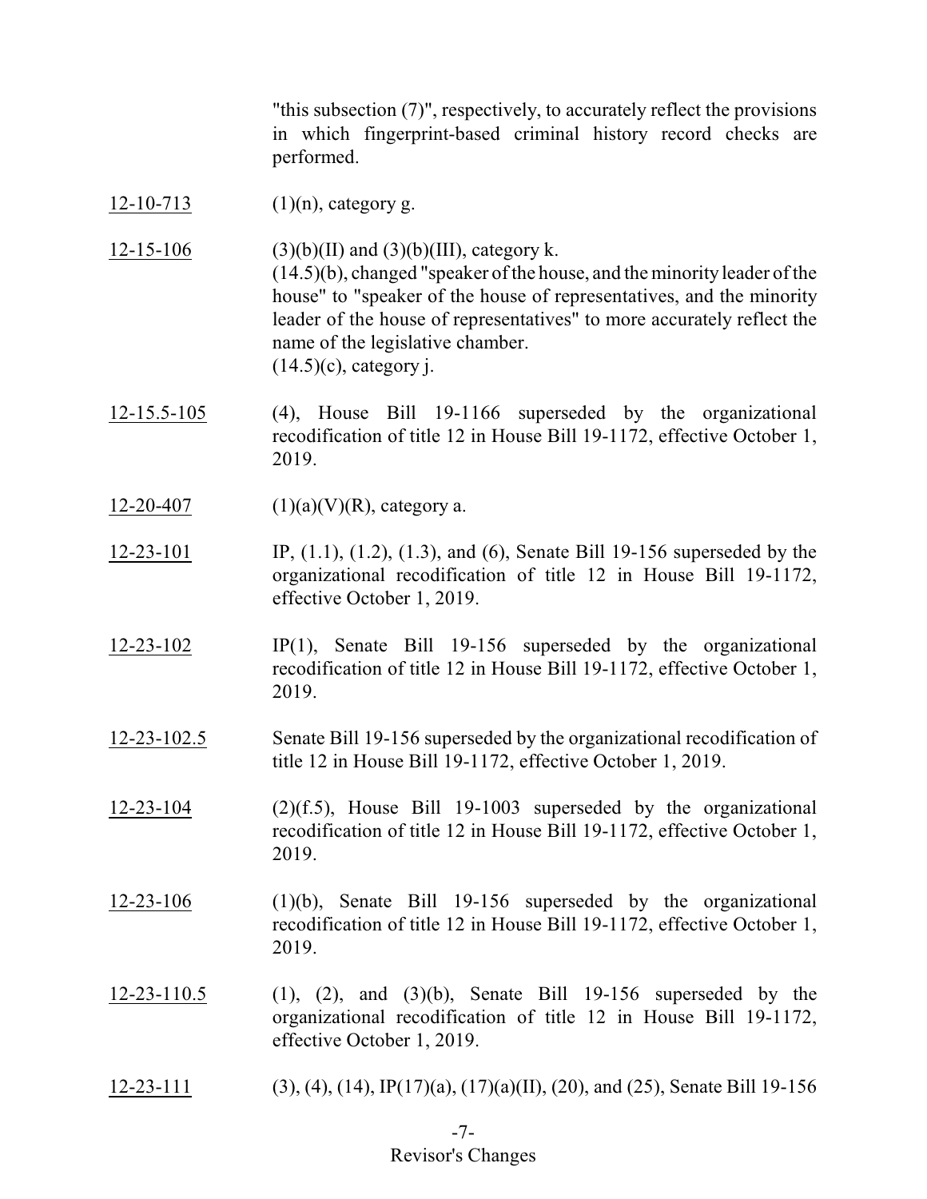"this subsection (7)", respectively, to accurately reflect the provisions in which fingerprint-based criminal history record checks are performed.

| | |
|---|---|
| 12-10-713 | (1)(n), category g. |
| 12-15-106 | (3)(b)(II) and (3)(b)(III), category k.<br>(14.5)(b), changed "speaker of the house, and the minority leader of the house" to "speaker of the house of representatives, and the minority leader of the house of representatives" to more accurately reflect the name of the legislative chamber.<br>(14.5)(c), category j. |
| 12-15.5-105 | (4), House Bill 19-1166 superseded by the organizational recodification of title 12 in House Bill 19-1172, effective October 1, 2019. |
| 12-20-407 | (1)(a)(V)(R), category a. |
| 12-23-101 | IP, (1.1), (1.2), (1.3), and (6), Senate Bill 19-156 superseded by the organizational recodification of title 12 in House Bill 19-1172, effective October 1, 2019. |
| 12-23-102 | IP(1), Senate Bill 19-156 superseded by the organizational recodification of title 12 in House Bill 19-1172, effective October 1, 2019. |
| 12-23-102.5 | Senate Bill 19-156 superseded by the organizational recodification of title 12 in House Bill 19-1172, effective October 1, 2019. |
| 12-23-104 | (2)(f.5), House Bill 19-1003 superseded by the organizational recodification of title 12 in House Bill 19-1172, effective October 1, 2019. |
| 12-23-106 | (1)(b), Senate Bill 19-156 superseded by the organizational recodification of title 12 in House Bill 19-1172, effective October 1, 2019. |
| 12-23-110.5 | (1), (2), and (3)(b), Senate Bill 19-156 superseded by the organizational recodification of title 12 in House Bill 19-1172, effective October 1, 2019. |
| 12-23-111 | (3), (4), (14), IP(17)(a), (17)(a)(II), (20), and (25), Senate Bill 19-156 |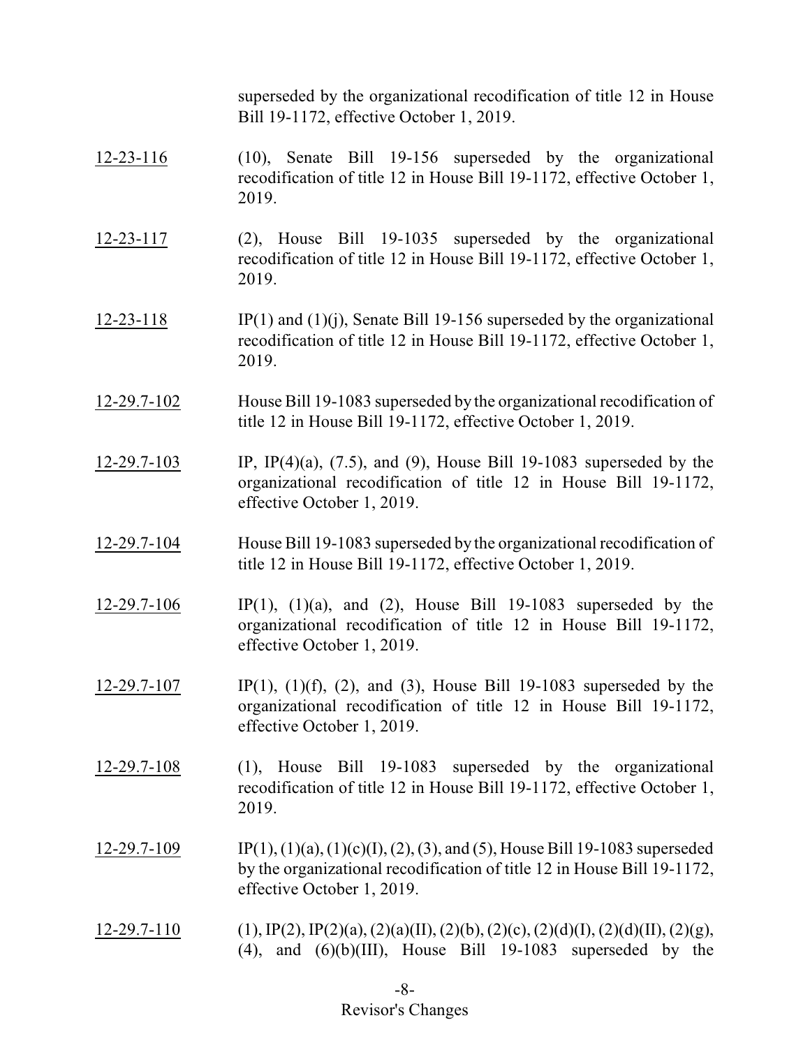superseded by the organizational recodification of title 12 in House Bill 19-1172, effective October 1, 2019.

<u>12-23-116</u> (10), Senate Bill 19-156 superseded by the organizational recodification of title 12 in House Bill 19-1172, effective October 1, 2019.

<u>12-23-117</u> (2), House Bill 19-1035 superseded by the organizational recodification of title 12 in House Bill 19-1172, effective October 1, 2019.

<u>12-23-118</u> IP(1) and (1)(j), Senate Bill 19-156 superseded by the organizational recodification of title 12 in House Bill 19-1172, effective October 1, 2019.

<u>12-29.7-102</u> House Bill 19-1083 superseded by the organizational recodification of title 12 in House Bill 19-1172, effective October 1, 2019.

<u>12-29.7-103</u> IP, IP(4)(a), (7.5), and (9), House Bill 19-1083 superseded by the organizational recodification of title 12 in House Bill 19-1172, effective October 1, 2019.

<u>12-29.7-104</u> House Bill 19-1083 superseded by the organizational recodification of title 12 in House Bill 19-1172, effective October 1, 2019.

<u>12-29.7-106</u> IP(1), (1)(a), and (2), House Bill 19-1083 superseded by the organizational recodification of title 12 in House Bill 19-1172, effective October 1, 2019.

<u>12-29.7-107</u> IP(1), (1)(f), (2), and (3), House Bill 19-1083 superseded by the organizational recodification of title 12 in House Bill 19-1172, effective October 1, 2019.

<u>12-29.7-108</u> (1), House Bill 19-1083 superseded by the organizational recodification of title 12 in House Bill 19-1172, effective October 1, 2019.

<u>12-29.7-109</u> IP(1), (1)(a), (1)(c)(I), (2), (3), and (5), House Bill 19-1083 superseded by the organizational recodification of title 12 in House Bill 19-1172, effective October 1, 2019.

<u>12-29.7-110</u> (1), IP(2), IP(2)(a), (2)(a)(II), (2)(b), (2)(c), (2)(d)(I), (2)(d)(II), (2)(g), (4), and (6)(b)(III), House Bill 19-1083 superseded by the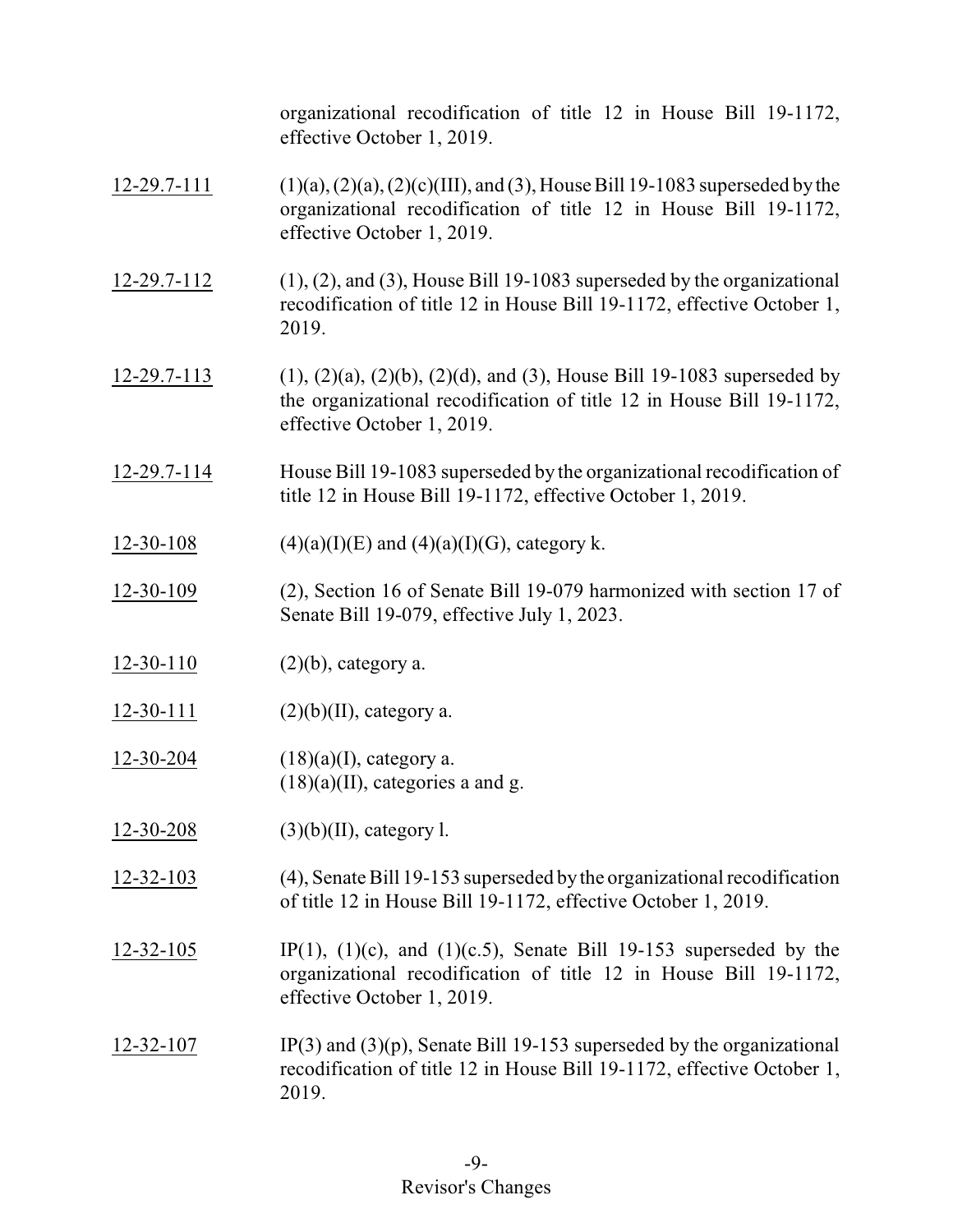organizational recodification of title 12 in House Bill 19-1172, effective October 1, 2019.

| | |
|---|---|
| 12-29.7-111 | (1)(a), (2)(a), (2)(c)(III), and (3), House Bill 19-1083 superseded by the organizational recodification of title 12 in House Bill 19-1172, effective October 1, 2019. |
| 12-29.7-112 | (1), (2), and (3), House Bill 19-1083 superseded by the organizational recodification of title 12 in House Bill 19-1172, effective October 1, 2019. |
| 12-29.7-113 | (1), (2)(a), (2)(b), (2)(d), and (3), House Bill 19-1083 superseded by the organizational recodification of title 12 in House Bill 19-1172, effective October 1, 2019. |
| 12-29.7-114 | House Bill 19-1083 superseded by the organizational recodification of title 12 in House Bill 19-1172, effective October 1, 2019. |
| 12-30-108 | (4)(a)(I)(E) and (4)(a)(I)(G), category k. |
| 12-30-109 | (2), Section 16 of Senate Bill 19-079 harmonized with section 17 of Senate Bill 19-079, effective July 1, 2023. |
| 12-30-110 | (2)(b), category a. |
| 12-30-111 | (2)(b)(II), category a. |
| 12-30-204 | (18)(a)(I), category a.<br>(18)(a)(II), categories a and g. |
| 12-30-208 | (3)(b)(II), category l. |
| 12-32-103 | (4), Senate Bill 19-153 superseded by the organizational recodification of title 12 in House Bill 19-1172, effective October 1, 2019. |
| 12-32-105 | IP(1), (1)(c), and (1)(c.5), Senate Bill 19-153 superseded by the organizational recodification of title 12 in House Bill 19-1172, effective October 1, 2019. |
| 12-32-107 | IP(3) and (3)(p), Senate Bill 19-153 superseded by the organizational recodification of title 12 in House Bill 19-1172, effective October 1, 2019. |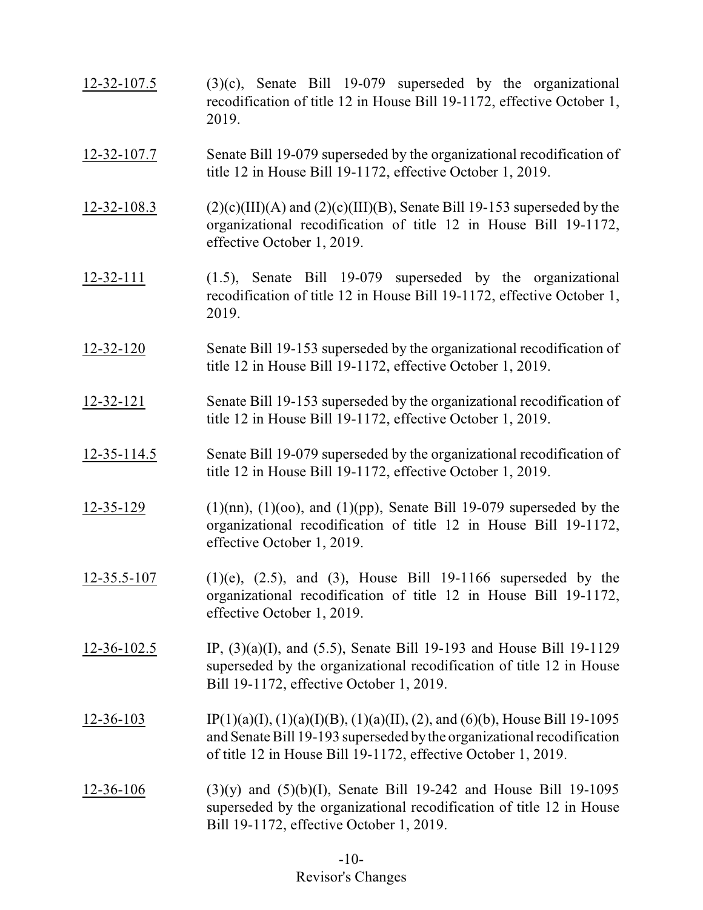12-32-107.5 (3)(c), Senate Bill 19-079 superseded by the organizational recodification of title 12 in House Bill 19-1172, effective October 1, 2019.

12-32-107.7 Senate Bill 19-079 superseded by the organizational recodification of title 12 in House Bill 19-1172, effective October 1, 2019.

12-32-108.3 (2)(c)(III)(A) and (2)(c)(III)(B), Senate Bill 19-153 superseded by the organizational recodification of title 12 in House Bill 19-1172, effective October 1, 2019.

12-32-111 (1.5), Senate Bill 19-079 superseded by the organizational recodification of title 12 in House Bill 19-1172, effective October 1, 2019.

12-32-120 Senate Bill 19-153 superseded by the organizational recodification of title 12 in House Bill 19-1172, effective October 1, 2019.

12-32-121 Senate Bill 19-153 superseded by the organizational recodification of title 12 in House Bill 19-1172, effective October 1, 2019.

12-35-114.5 Senate Bill 19-079 superseded by the organizational recodification of title 12 in House Bill 19-1172, effective October 1, 2019.

12-35-129 (1)(nn), (1)(oo), and (1)(pp), Senate Bill 19-079 superseded by the organizational recodification of title 12 in House Bill 19-1172, effective October 1, 2019.

12-35.5-107 (1)(e), (2.5), and (3), House Bill 19-1166 superseded by the organizational recodification of title 12 in House Bill 19-1172, effective October 1, 2019.

12-36-102.5 IP, (3)(a)(I), and (5.5), Senate Bill 19-193 and House Bill 19-1129 superseded by the organizational recodification of title 12 in House Bill 19-1172, effective October 1, 2019.

12-36-103 IP(1)(a)(I), (1)(a)(I)(B), (1)(a)(II), (2), and (6)(b), House Bill 19-1095 and Senate Bill 19-193 superseded by the organizational recodification of title 12 in House Bill 19-1172, effective October 1, 2019.

12-36-106 (3)(y) and (5)(b)(I), Senate Bill 19-242 and House Bill 19-1095 superseded by the organizational recodification of title 12 in House Bill 19-1172, effective October 1, 2019.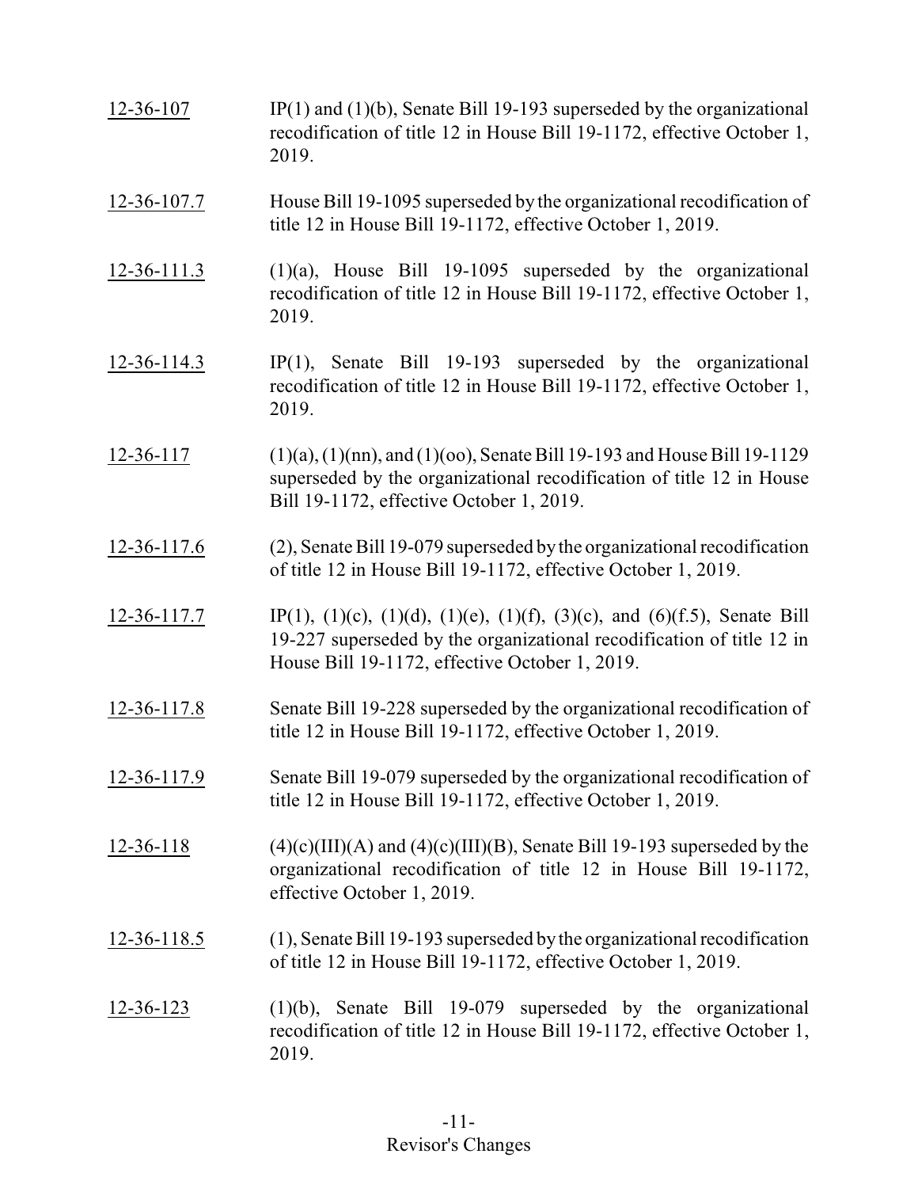12-36-107 IP(1) and (1)(b), Senate Bill 19-193 superseded by the organizational recodification of title 12 in House Bill 19-1172, effective October 1, 2019.

12-36-107.7 House Bill 19-1095 superseded by the organizational recodification of title 12 in House Bill 19-1172, effective October 1, 2019.

12-36-111.3 (1)(a), House Bill 19-1095 superseded by the organizational recodification of title 12 in House Bill 19-1172, effective October 1, 2019.

12-36-114.3 IP(1), Senate Bill 19-193 superseded by the organizational recodification of title 12 in House Bill 19-1172, effective October 1, 2019.

12-36-117 (1)(a), (1)(nn), and (1)(oo), Senate Bill 19-193 and House Bill 19-1129 superseded by the organizational recodification of title 12 in House Bill 19-1172, effective October 1, 2019.

12-36-117.6 (2), Senate Bill 19-079 superseded by the organizational recodification of title 12 in House Bill 19-1172, effective October 1, 2019.

12-36-117.7 IP(1), (1)(c), (1)(d), (1)(e), (1)(f), (3)(c), and (6)(f.5), Senate Bill 19-227 superseded by the organizational recodification of title 12 in House Bill 19-1172, effective October 1, 2019.

12-36-117.8 Senate Bill 19-228 superseded by the organizational recodification of title 12 in House Bill 19-1172, effective October 1, 2019.

12-36-117.9 Senate Bill 19-079 superseded by the organizational recodification of title 12 in House Bill 19-1172, effective October 1, 2019.

12-36-118 (4)(c)(III)(A) and (4)(c)(III)(B), Senate Bill 19-193 superseded by the organizational recodification of title 12 in House Bill 19-1172, effective October 1, 2019.

12-36-118.5 (1), Senate Bill 19-193 superseded by the organizational recodification of title 12 in House Bill 19-1172, effective October 1, 2019.

12-36-123 (1)(b), Senate Bill 19-079 superseded by the organizational recodification of title 12 in House Bill 19-1172, effective October 1, 2019.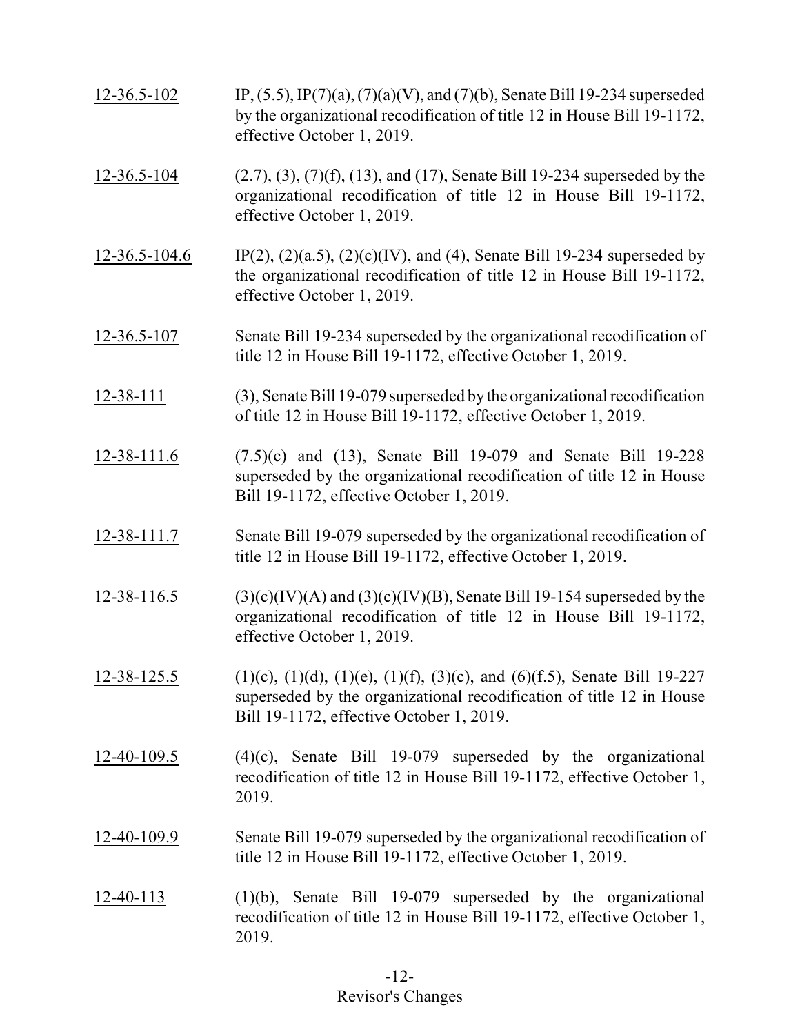<u>12-36.5-102</u> IP, (5.5), IP(7)(a), (7)(a)(V), and (7)(b), Senate Bill 19-234 superseded by the organizational recodification of title 12 in House Bill 19-1172, effective October 1, 2019.

<u>12-36.5-104</u> (2.7), (3), (7)(f), (13), and (17), Senate Bill 19-234 superseded by the organizational recodification of title 12 in House Bill 19-1172, effective October 1, 2019.

<u>12-36.5-104.6</u> IP(2), (2)(a.5), (2)(c)(IV), and (4), Senate Bill 19-234 superseded by the organizational recodification of title 12 in House Bill 19-1172, effective October 1, 2019.

<u>12-36.5-107</u> Senate Bill 19-234 superseded by the organizational recodification of title 12 in House Bill 19-1172, effective October 1, 2019.

<u>12-38-111</u> (3), Senate Bill 19-079 superseded by the organizational recodification of title 12 in House Bill 19-1172, effective October 1, 2019.

<u>12-38-111.6</u> (7.5)(c) and (13), Senate Bill 19-079 and Senate Bill 19-228 superseded by the organizational recodification of title 12 in House Bill 19-1172, effective October 1, 2019.

<u>12-38-111.7</u> Senate Bill 19-079 superseded by the organizational recodification of title 12 in House Bill 19-1172, effective October 1, 2019.

<u>12-38-116.5</u> (3)(c)(IV)(A) and (3)(c)(IV)(B), Senate Bill 19-154 superseded by the organizational recodification of title 12 in House Bill 19-1172, effective October 1, 2019.

<u>12-38-125.5</u> (1)(c), (1)(d), (1)(e), (1)(f), (3)(c), and (6)(f.5), Senate Bill 19-227 superseded by the organizational recodification of title 12 in House Bill 19-1172, effective October 1, 2019.

<u>12-40-109.5</u> (4)(c), Senate Bill 19-079 superseded by the organizational recodification of title 12 in House Bill 19-1172, effective October 1, 2019.

<u>12-40-109.9</u> Senate Bill 19-079 superseded by the organizational recodification of title 12 in House Bill 19-1172, effective October 1, 2019.

<u>12-40-113</u> (1)(b), Senate Bill 19-079 superseded by the organizational recodification of title 12 in House Bill 19-1172, effective October 1, 2019.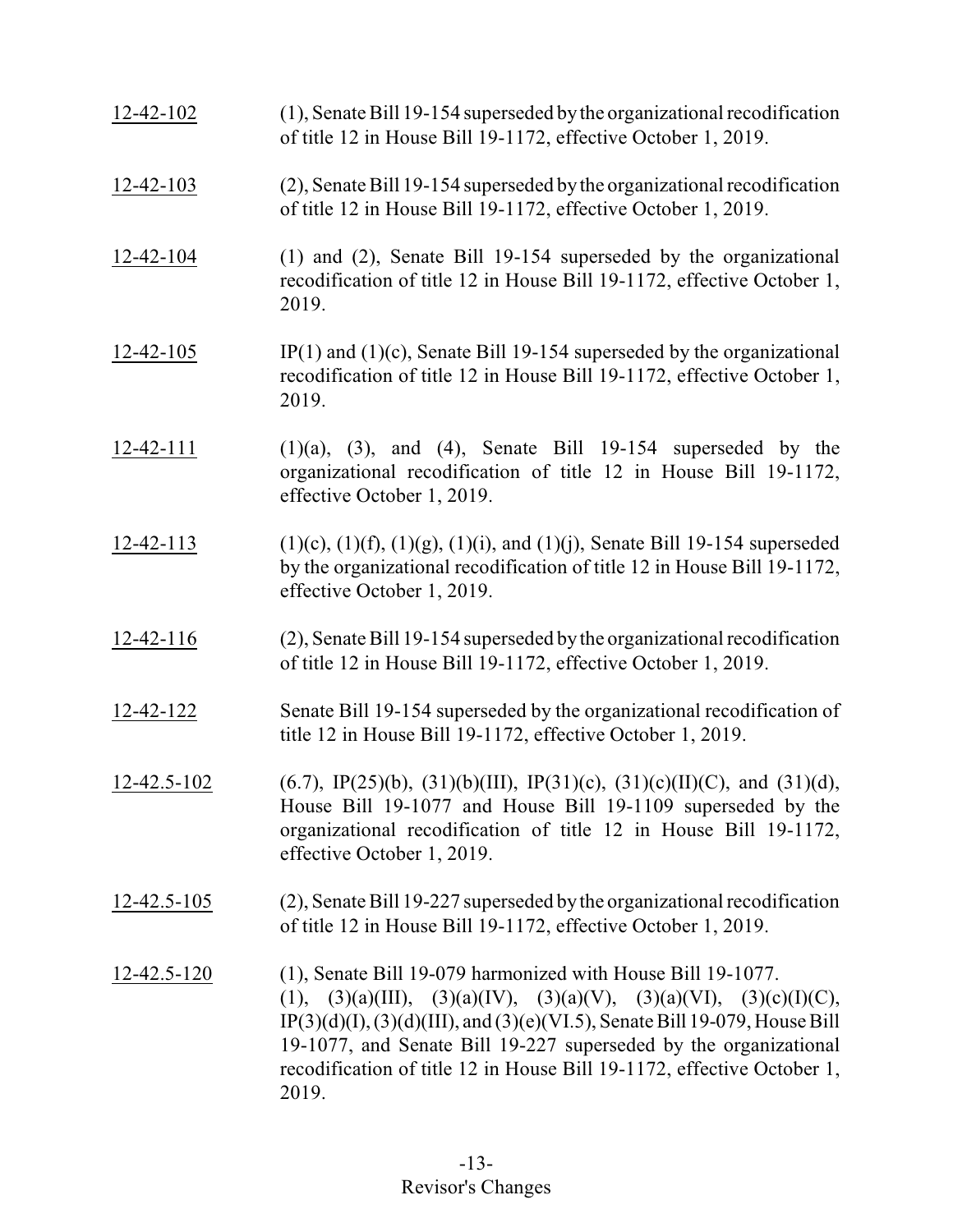12-42-102 (1), Senate Bill 19-154 superseded by the organizational recodification of title 12 in House Bill 19-1172, effective October 1, 2019.

12-42-103 (2), Senate Bill 19-154 superseded by the organizational recodification of title 12 in House Bill 19-1172, effective October 1, 2019.

12-42-104 (1) and (2), Senate Bill 19-154 superseded by the organizational recodification of title 12 in House Bill 19-1172, effective October 1, 2019.

12-42-105 IP(1) and (1)(c), Senate Bill 19-154 superseded by the organizational recodification of title 12 in House Bill 19-1172, effective October 1, 2019.

12-42-111 (1)(a), (3), and (4), Senate Bill 19-154 superseded by the organizational recodification of title 12 in House Bill 19-1172, effective October 1, 2019.

12-42-113 (1)(c), (1)(f), (1)(g), (1)(i), and (1)(j), Senate Bill 19-154 superseded by the organizational recodification of title 12 in House Bill 19-1172, effective October 1, 2019.

12-42-116 (2), Senate Bill 19-154 superseded by the organizational recodification of title 12 in House Bill 19-1172, effective October 1, 2019.

12-42-122 Senate Bill 19-154 superseded by the organizational recodification of title 12 in House Bill 19-1172, effective October 1, 2019.

12-42.5-102 (6.7), IP(25)(b), (31)(b)(III), IP(31)(c), (31)(c)(II)(C), and (31)(d), House Bill 19-1077 and House Bill 19-1109 superseded by the organizational recodification of title 12 in House Bill 19-1172, effective October 1, 2019.

12-42.5-105 (2), Senate Bill 19-227 superseded by the organizational recodification of title 12 in House Bill 19-1172, effective October 1, 2019.

12-42.5-120 (1), Senate Bill 19-079 harmonized with House Bill 19-1077.
(1), (3)(a)(III), (3)(a)(IV), (3)(a)(V), (3)(a)(VI), (3)(c)(I)(C), IP(3)(d)(I), (3)(d)(III), and (3)(e)(VI.5), Senate Bill 19-079, House Bill 19-1077, and Senate Bill 19-227 superseded by the organizational recodification of title 12 in House Bill 19-1172, effective October 1, 2019.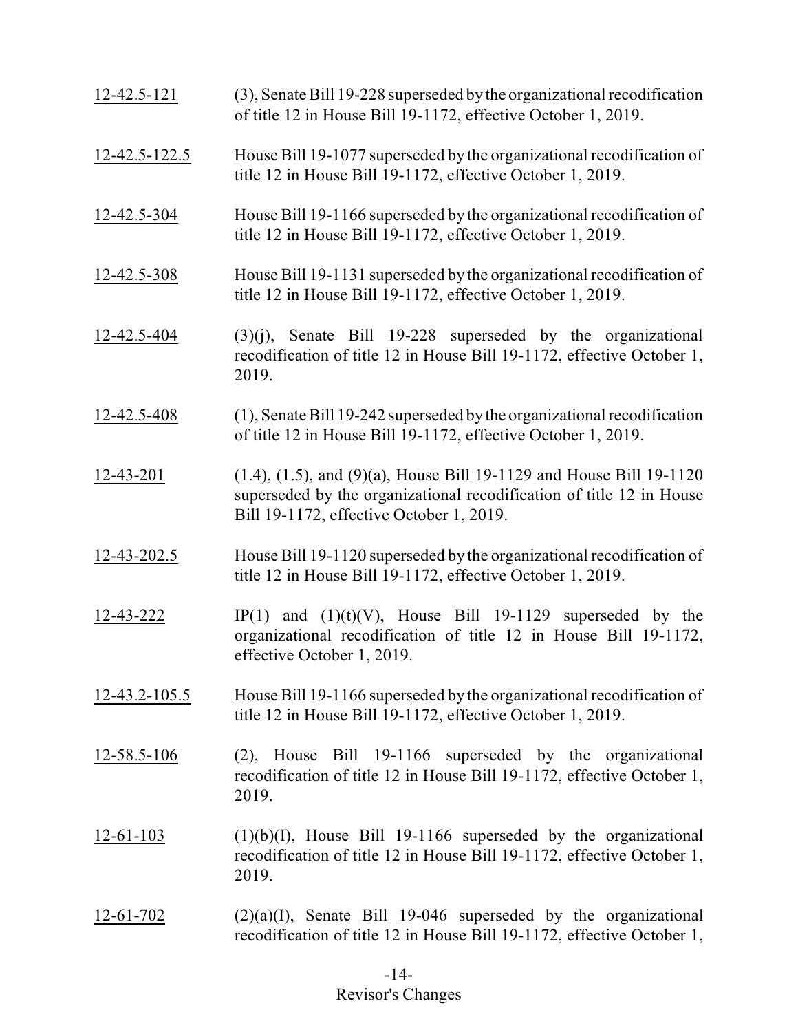| | |
|---|---|
| <u>12-42.5-121</u> | (3), Senate Bill 19-228 superseded by the organizational recodification of title 12 in House Bill 19-1172, effective October 1, 2019. |
| <u>12-42.5-122.5</u> | House Bill 19-1077 superseded by the organizational recodification of title 12 in House Bill 19-1172, effective October 1, 2019. |
| <u>12-42.5-304</u> | House Bill 19-1166 superseded by the organizational recodification of title 12 in House Bill 19-1172, effective October 1, 2019. |
| <u>12-42.5-308</u> | House Bill 19-1131 superseded by the organizational recodification of title 12 in House Bill 19-1172, effective October 1, 2019. |
| <u>12-42.5-404</u> | (3)(j), Senate Bill 19-228 superseded by the organizational recodification of title 12 in House Bill 19-1172, effective October 1, 2019. |
| <u>12-42.5-408</u> | (1), Senate Bill 19-242 superseded by the organizational recodification of title 12 in House Bill 19-1172, effective October 1, 2019. |
| <u>12-43-201</u> | (1.4), (1.5), and (9)(a), House Bill 19-1129 and House Bill 19-1120 superseded by the organizational recodification of title 12 in House Bill 19-1172, effective October 1, 2019. |
| <u>12-43-202.5</u> | House Bill 19-1120 superseded by the organizational recodification of title 12 in House Bill 19-1172, effective October 1, 2019. |
| <u>12-43-222</u> | IP(1) and (1)(t)(V), House Bill 19-1129 superseded by the organizational recodification of title 12 in House Bill 19-1172, effective October 1, 2019. |
| <u>12-43.2-105.5</u> | House Bill 19-1166 superseded by the organizational recodification of title 12 in House Bill 19-1172, effective October 1, 2019. |
| <u>12-58.5-106</u> | (2), House Bill 19-1166 superseded by the organizational recodification of title 12 in House Bill 19-1172, effective October 1, 2019. |
| <u>12-61-103</u> | (1)(b)(I), House Bill 19-1166 superseded by the organizational recodification of title 12 in House Bill 19-1172, effective October 1, 2019. |
| <u>12-61-702</u> | (2)(a)(I), Senate Bill 19-046 superseded by the organizational recodification of title 12 in House Bill 19-1172, effective October 1, |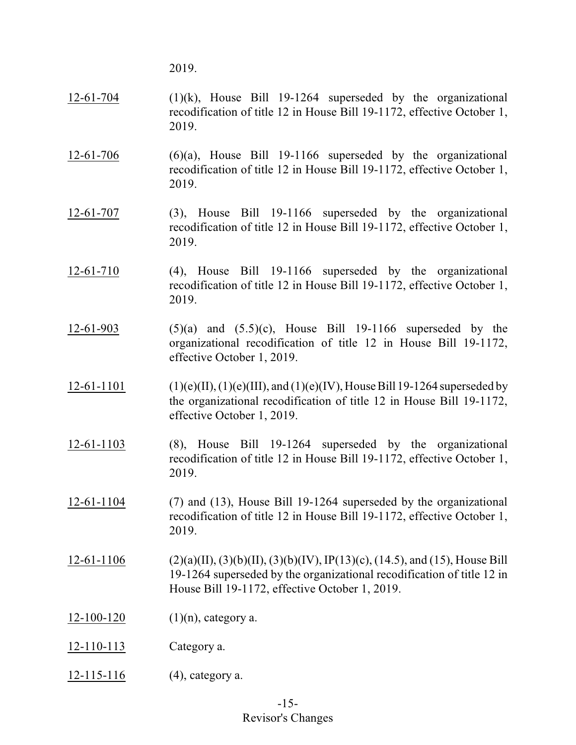2019.

12-61-704 (1)(k), House Bill 19-1264 superseded by the organizational recodification of title 12 in House Bill 19-1172, effective October 1, 2019.

12-61-706 (6)(a), House Bill 19-1166 superseded by the organizational recodification of title 12 in House Bill 19-1172, effective October 1, 2019.

12-61-707 (3), House Bill 19-1166 superseded by the organizational recodification of title 12 in House Bill 19-1172, effective October 1, 2019.

12-61-710 (4), House Bill 19-1166 superseded by the organizational recodification of title 12 in House Bill 19-1172, effective October 1, 2019.

12-61-903 (5)(a) and (5.5)(c), House Bill 19-1166 superseded by the organizational recodification of title 12 in House Bill 19-1172, effective October 1, 2019.

12-61-1101 (1)(e)(II), (1)(e)(III), and (1)(e)(IV), House Bill 19-1264 superseded by the organizational recodification of title 12 in House Bill 19-1172, effective October 1, 2019.

12-61-1103 (8), House Bill 19-1264 superseded by the organizational recodification of title 12 in House Bill 19-1172, effective October 1, 2019.

12-61-1104 (7) and (13), House Bill 19-1264 superseded by the organizational recodification of title 12 in House Bill 19-1172, effective October 1, 2019.

12-61-1106 (2)(a)(II), (3)(b)(II), (3)(b)(IV), IP(13)(c), (14.5), and (15), House Bill 19-1264 superseded by the organizational recodification of title 12 in House Bill 19-1172, effective October 1, 2019.

12-100-120 (1)(n), category a.

12-110-113 Category a.

12-115-116 (4), category a.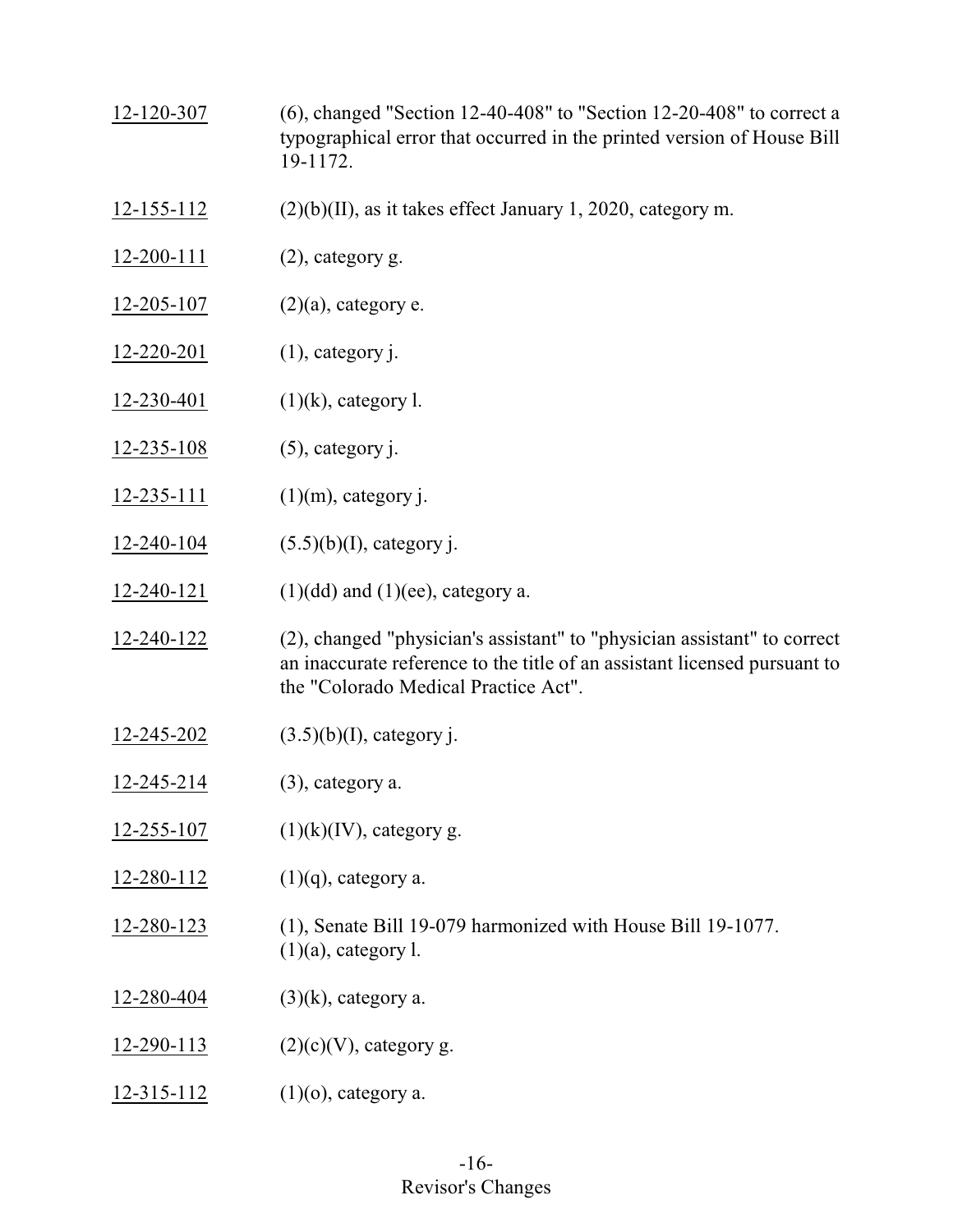<u>12-120-307</u> (6), changed "Section 12-40-408" to "Section 12-20-408" to correct a typographical error that occurred in the printed version of House Bill 19-1172.

<u>12-155-112</u> (2)(b)(II), as it takes effect January 1, 2020, category m.

<u>12-200-111</u> (2), category g.

<u>12-205-107</u> (2)(a), category e.

<u>12-220-201</u> (1), category j.

<u>12-230-401</u> (1)(k), category l.

<u>12-235-108</u> (5), category j.

<u>12-235-111</u> (1)(m), category j.

<u>12-240-104</u> (5.5)(b)(I), category j.

<u>12-240-121</u> (1)(dd) and (1)(ee), category a.

<u>12-240-122</u> (2), changed "physician's assistant" to "physician assistant" to correct an inaccurate reference to the title of an assistant licensed pursuant to the "Colorado Medical Practice Act".

<u>12-245-202</u> (3.5)(b)(I), category j.

<u>12-245-214</u> (3), category a.

<u>12-255-107</u> (1)(k)(IV), category g.

<u>12-280-112</u> (1)(q), category a.

<u>12-280-123</u> (1), Senate Bill 19-079 harmonized with House Bill 19-1077. (1)(a), category l.

<u>12-280-404</u> (3)(k), category a.

<u>12-290-113</u> (2)(c)(V), category g.

<u>12-315-112</u> (1)(o), category a.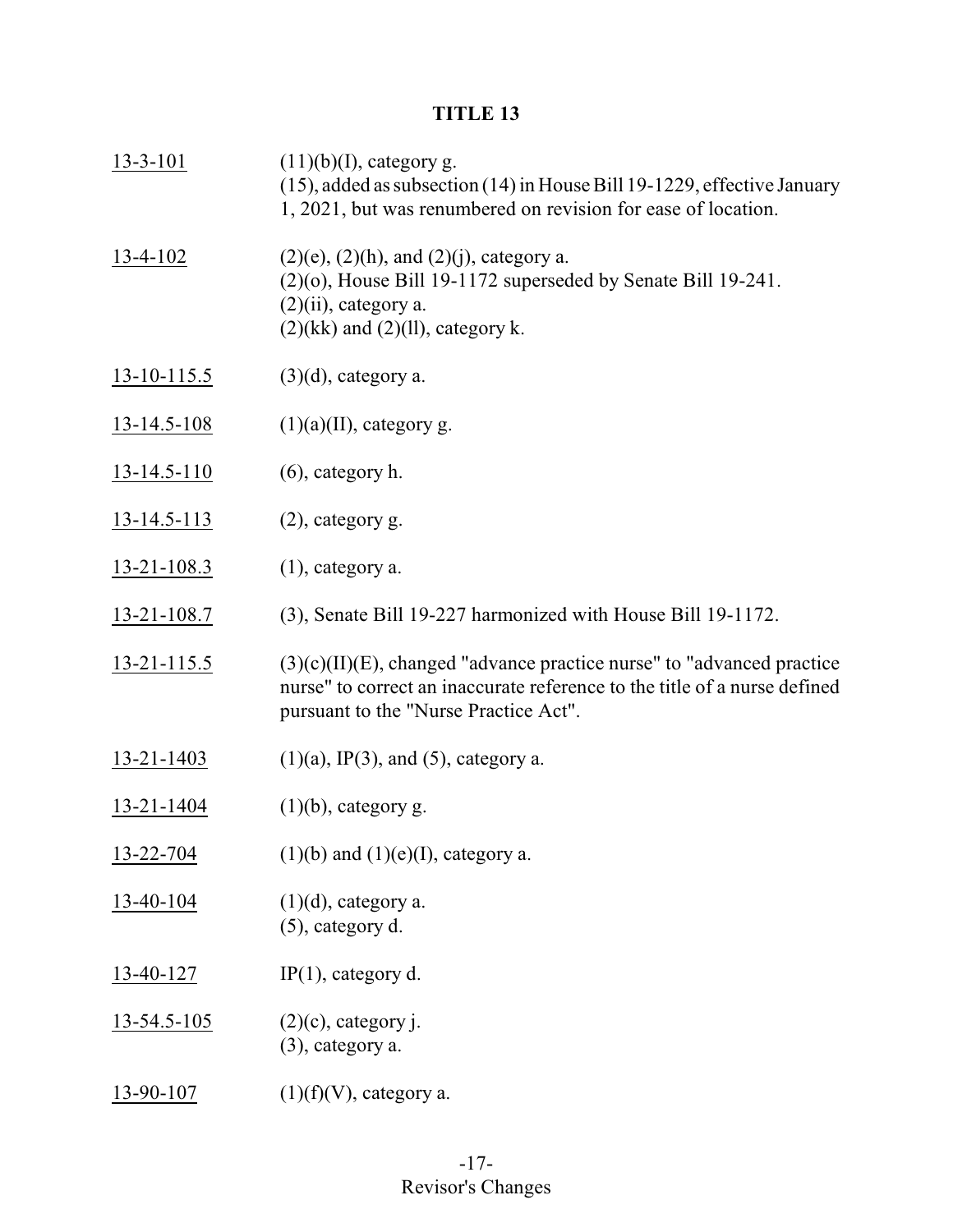# TITLE 13

13-3-101 — (11)(b)(I), category g.
(15), added as subsection (14) in House Bill 19-1229, effective January 1, 2021, but was renumbered on revision for ease of location.

13-4-102 — (2)(e), (2)(h), and (2)(j), category a.
(2)(o), House Bill 19-1172 superseded by Senate Bill 19-241.
(2)(ii), category a.
(2)(kk) and (2)(ll), category k.

13-10-115.5 — (3)(d), category a.

13-14.5-108 — (1)(a)(II), category g.

13-14.5-110 — (6), category h.

13-14.5-113 — (2), category g.

13-21-108.3 — (1), category a.

13-21-108.7 — (3), Senate Bill 19-227 harmonized with House Bill 19-1172.

13-21-115.5 — (3)(c)(II)(E), changed "advance practice nurse" to "advanced practice nurse" to correct an inaccurate reference to the title of a nurse defined pursuant to the "Nurse Practice Act".

13-21-1403 — (1)(a), IP(3), and (5), category a.

13-21-1404 — (1)(b), category g.

13-22-704 — (1)(b) and (1)(e)(I), category a.

13-40-104 — (1)(d), category a.
(5), category d.

13-40-127 — IP(1), category d.

13-54.5-105 — (2)(c), category j.
(3), category a.

13-90-107 — (1)(f)(V), category a.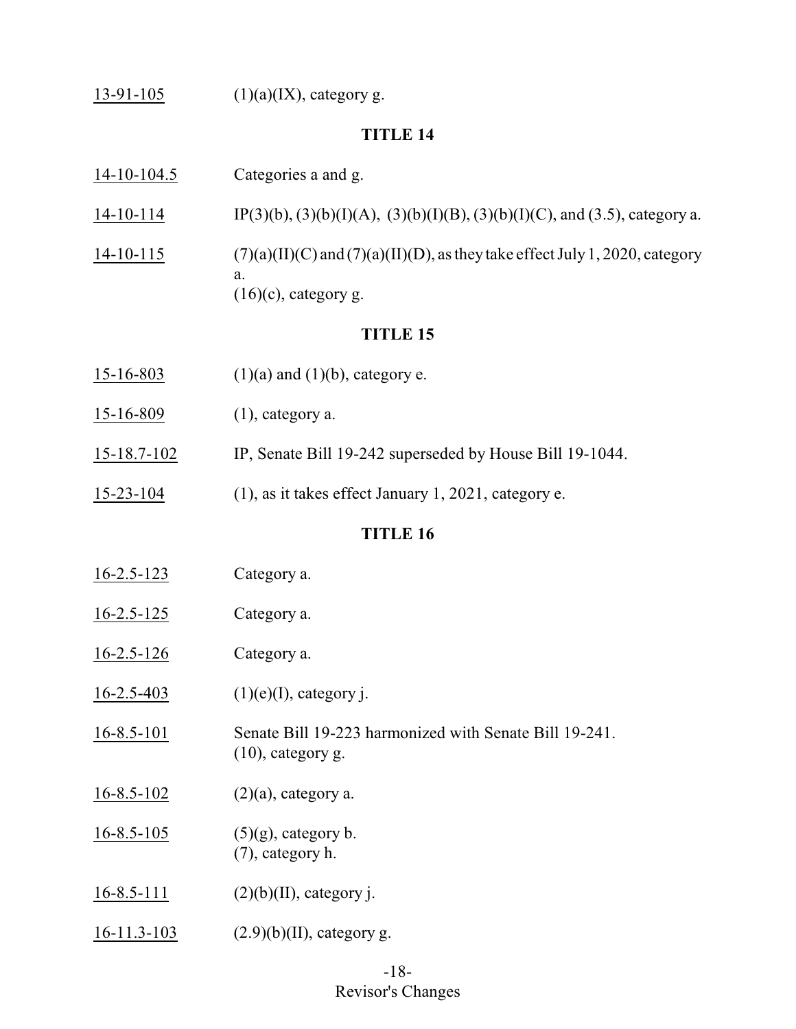13-91-105 (1)(a)(IX), category g.

**TITLE 14**

14-10-104.5 Categories a and g.

14-10-114 IP(3)(b), (3)(b)(I)(A), (3)(b)(I)(B), (3)(b)(I)(C), and (3.5), category a.

14-10-115 (7)(a)(II)(C) and (7)(a)(II)(D), as they take effect July 1, 2020, category a.
(16)(c), category g.

**TITLE 15**

15-16-803 (1)(a) and (1)(b), category e.

15-16-809 (1), category a.

15-18.7-102 IP, Senate Bill 19-242 superseded by House Bill 19-1044.

15-23-104 (1), as it takes effect January 1, 2021, category e.

**TITLE 16**

16-2.5-123 Category a.

16-2.5-125 Category a.

16-2.5-126 Category a.

16-2.5-403 (1)(e)(I), category j.

16-8.5-101 Senate Bill 19-223 harmonized with Senate Bill 19-241.
(10), category g.

16-8.5-102 (2)(a), category a.

16-8.5-105 (5)(g), category b.
(7), category h.

16-8.5-111 (2)(b)(II), category j.

16-11.3-103 (2.9)(b)(II), category g.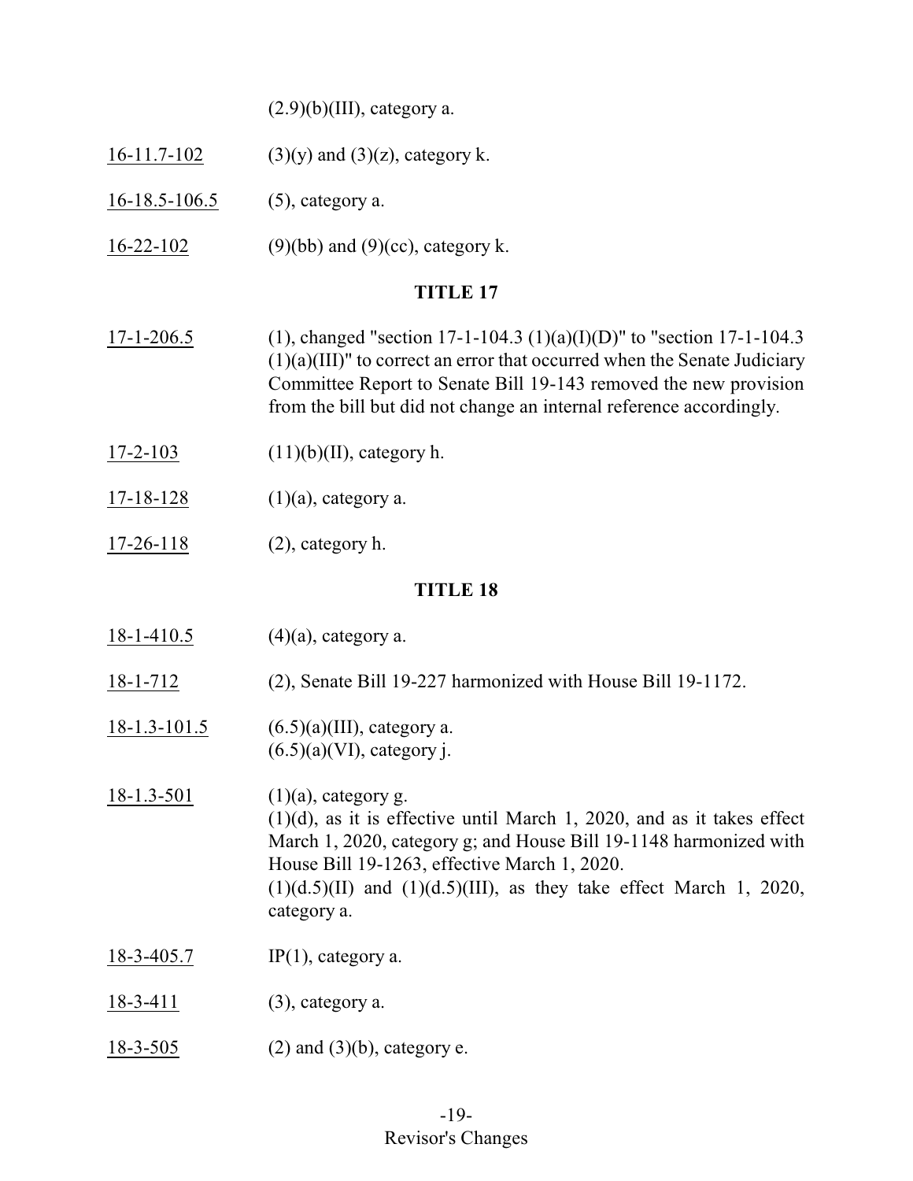(2.9)(b)(III), category a.

16-11.7-102 (3)(y) and (3)(z), category k.

16-18.5-106.5 (5), category a.

16-22-102 (9)(bb) and (9)(cc), category k.

## TITLE 17

17-1-206.5 (1), changed "section 17-1-104.3 (1)(a)(I)(D)" to "section 17-1-104.3 (1)(a)(III)" to correct an error that occurred when the Senate Judiciary Committee Report to Senate Bill 19-143 removed the new provision from the bill but did not change an internal reference accordingly.

17-2-103 (11)(b)(II), category h.

17-18-128 (1)(a), category a.

17-26-118 (2), category h.

## TITLE 18

18-1-410.5 (4)(a), category a.

18-1-712 (2), Senate Bill 19-227 harmonized with House Bill 19-1172.

18-1.3-101.5 (6.5)(a)(III), category a.
(6.5)(a)(VI), category j.

18-1.3-501 (1)(a), category g.
(1)(d), as it is effective until March 1, 2020, and as it takes effect March 1, 2020, category g; and House Bill 19-1148 harmonized with House Bill 19-1263, effective March 1, 2020.
(1)(d.5)(II) and (1)(d.5)(III), as they take effect March 1, 2020, category a.

18-3-405.7 IP(1), category a.

18-3-411 (3), category a.

18-3-505 (2) and (3)(b), category e.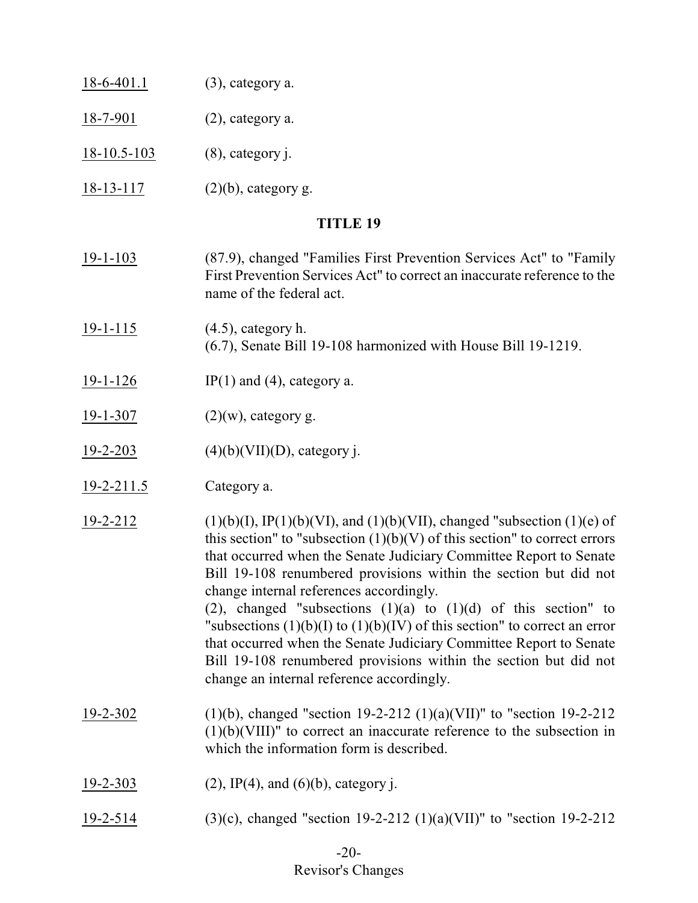18-6-401.1 (3), category a.

18-7-901 (2), category a.

18-10.5-103 (8), category j.

18-13-117 (2)(b), category g.

## TITLE 19

19-1-103 (87.9), changed "Families First Prevention Services Act" to "Family First Prevention Services Act" to correct an inaccurate reference to the name of the federal act.

19-1-115 (4.5), category h.
(6.7), Senate Bill 19-108 harmonized with House Bill 19-1219.

19-1-126 IP(1) and (4), category a.

19-1-307 (2)(w), category g.

19-2-203 (4)(b)(VII)(D), category j.

19-2-211.5 Category a.

19-2-212 (1)(b)(I), IP(1)(b)(VI), and (1)(b)(VII), changed "subsection (1)(e) of this section" to "subsection (1)(b)(V) of this section" to correct errors that occurred when the Senate Judiciary Committee Report to Senate Bill 19-108 renumbered provisions within the section but did not change internal references accordingly.
(2), changed "subsections (1)(a) to (1)(d) of this section" to "subsections (1)(b)(I) to (1)(b)(IV) of this section" to correct an error that occurred when the Senate Judiciary Committee Report to Senate Bill 19-108 renumbered provisions within the section but did not change an internal reference accordingly.

19-2-302 (1)(b), changed "section 19-2-212 (1)(a)(VII)" to "section 19-2-212 (1)(b)(VIII)" to correct an inaccurate reference to the subsection in which the information form is described.

19-2-303 (2), IP(4), and (6)(b), category j.

19-2-514 (3)(c), changed "section 19-2-212 (1)(a)(VII)" to "section 19-2-212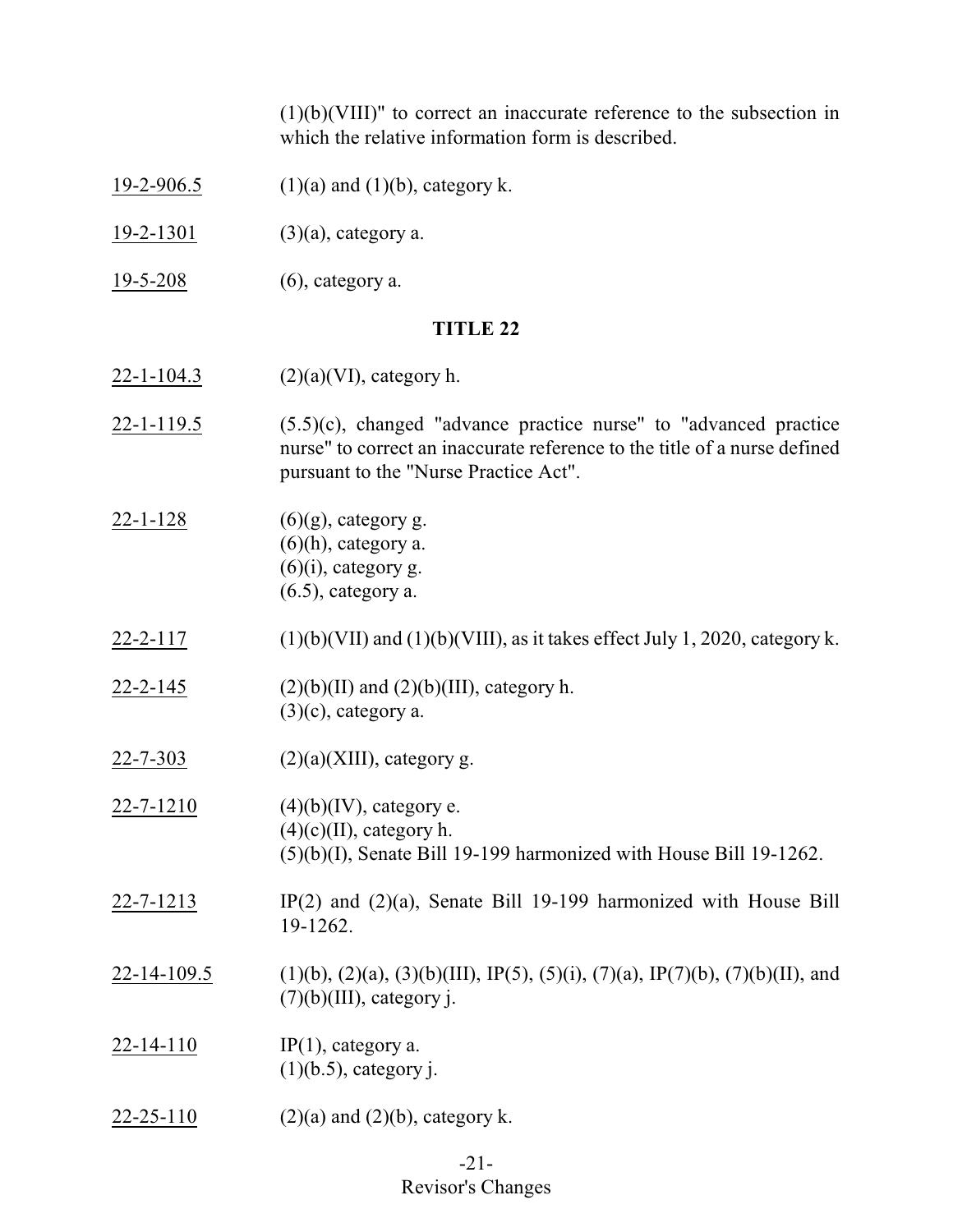(1)(b)(VIII)" to correct an inaccurate reference to the subsection in which the relative information form is described.

| | |
|---|---|
| 19-2-906.5 | (1)(a) and (1)(b), category k. |
| 19-2-1301 | (3)(a), category a. |
| 19-5-208 | (6), category a. |

## TITLE 22

| | |
|---|---|
| 22-1-104.3 | (2)(a)(VI), category h. |
| 22-1-119.5 | (5.5)(c), changed "advance practice nurse" to "advanced practice nurse" to correct an inaccurate reference to the title of a nurse defined pursuant to the "Nurse Practice Act". |
| 22-1-128 | (6)(g), category g.<br>(6)(h), category a.<br>(6)(i), category g.<br>(6.5), category a. |
| 22-2-117 | (1)(b)(VII) and (1)(b)(VIII), as it takes effect July 1, 2020, category k. |
| 22-2-145 | (2)(b)(II) and (2)(b)(III), category h.<br>(3)(c), category a. |
| 22-7-303 | (2)(a)(XIII), category g. |
| 22-7-1210 | (4)(b)(IV), category e.<br>(4)(c)(II), category h.<br>(5)(b)(I), Senate Bill 19-199 harmonized with House Bill 19-1262. |
| 22-7-1213 | IP(2) and (2)(a), Senate Bill 19-199 harmonized with House Bill 19-1262. |
| 22-14-109.5 | (1)(b), (2)(a), (3)(b)(III), IP(5), (5)(i), (7)(a), IP(7)(b), (7)(b)(II), and (7)(b)(III), category j. |
| 22-14-110 | IP(1), category a.<br>(1)(b.5), category j. |
| 22-25-110 | (2)(a) and (2)(b), category k. |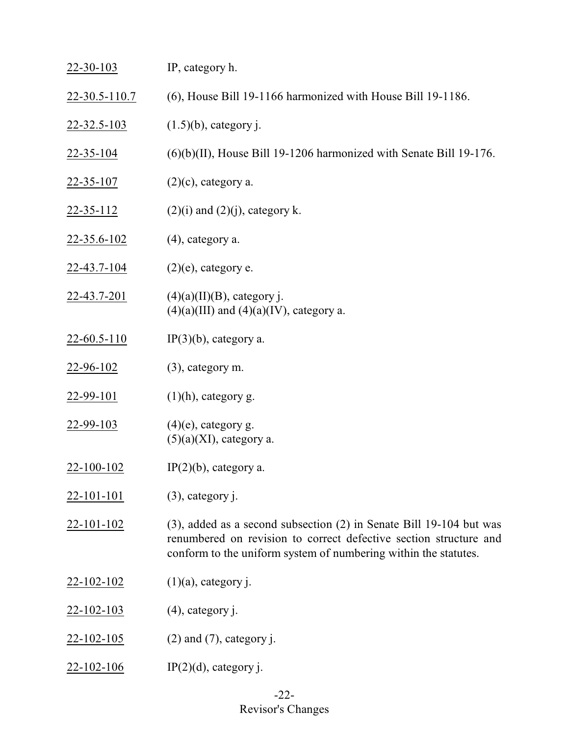<u>22-30-103</u> IP, category h.

<u>22-30.5-110.7</u> (6), House Bill 19-1166 harmonized with House Bill 19-1186.

<u>22-32.5-103</u> (1.5)(b), category j.

<u>22-35-104</u> (6)(b)(II), House Bill 19-1206 harmonized with Senate Bill 19-176.

<u>22-35-107</u> (2)(c), category a.

<u>22-35-112</u> (2)(i) and (2)(j), category k.

<u>22-35.6-102</u> (4), category a.

<u>22-43.7-104</u> (2)(e), category e.

<u>22-43.7-201</u> (4)(a)(II)(B), category j.
(4)(a)(III) and (4)(a)(IV), category a.

<u>22-60.5-110</u> IP(3)(b), category a.

<u>22-96-102</u> (3), category m.

<u>22-99-101</u> (1)(h), category g.

<u>22-99-103</u> (4)(e), category g.
(5)(a)(XI), category a.

<u>22-100-102</u> IP(2)(b), category a.

<u>22-101-101</u> (3), category j.

<u>22-101-102</u> (3), added as a second subsection (2) in Senate Bill 19-104 but was renumbered on revision to correct defective section structure and conform to the uniform system of numbering within the statutes.

<u>22-102-102</u> (1)(a), category j.

<u>22-102-103</u> (4), category j.

<u>22-102-105</u> (2) and (7), category j.

<u>22-102-106</u> IP(2)(d), category j.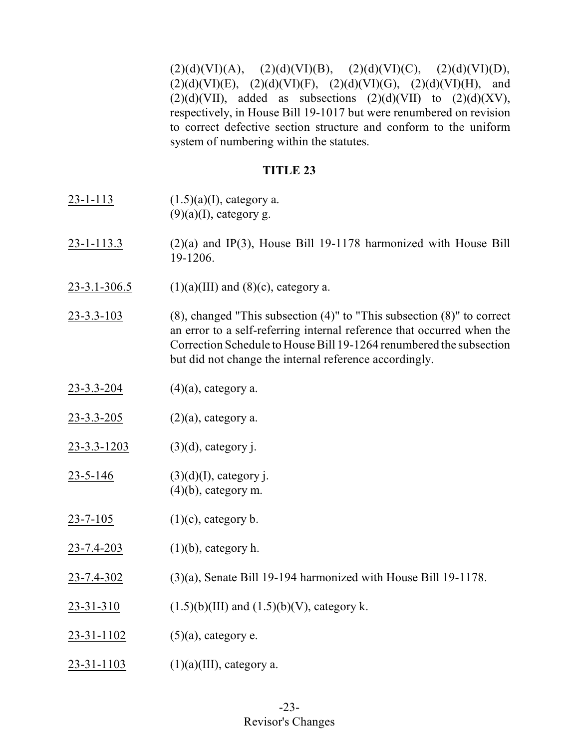(2)(d)(VI)(A), (2)(d)(VI)(B), (2)(d)(VI)(C), (2)(d)(VI)(D), (2)(d)(VI)(E), (2)(d)(VI)(F), (2)(d)(VI)(G), (2)(d)(VI)(H), and (2)(d)(VII), added as subsections (2)(d)(VII) to (2)(d)(XV), respectively, in House Bill 19-1017 but were renumbered on revision to correct defective section structure and conform to the uniform system of numbering within the statutes.

## TITLE 23

| | |
|---|---|
| 23-1-113 | (1.5)(a)(I), category a.<br>(9)(a)(I), category g. |
| 23-1-113.3 | (2)(a) and IP(3), House Bill 19-1178 harmonized with House Bill 19-1206. |
| 23-3.1-306.5 | (1)(a)(III) and (8)(c), category a. |
| 23-3.3-103 | (8), changed "This subsection (4)" to "This subsection (8)" to correct an error to a self-referring internal reference that occurred when the Correction Schedule to House Bill 19-1264 renumbered the subsection but did not change the internal reference accordingly. |
| 23-3.3-204 | (4)(a), category a. |
| 23-3.3-205 | (2)(a), category a. |
| 23-3.3-1203 | (3)(d), category j. |
| 23-5-146 | (3)(d)(I), category j.<br>(4)(b), category m. |
| 23-7-105 | (1)(c), category b. |
| 23-7.4-203 | (1)(b), category h. |
| 23-7.4-302 | (3)(a), Senate Bill 19-194 harmonized with House Bill 19-1178. |
| 23-31-310 | (1.5)(b)(III) and (1.5)(b)(V), category k. |
| 23-31-1102 | (5)(a), category e. |
| 23-31-1103 | (1)(a)(III), category a. |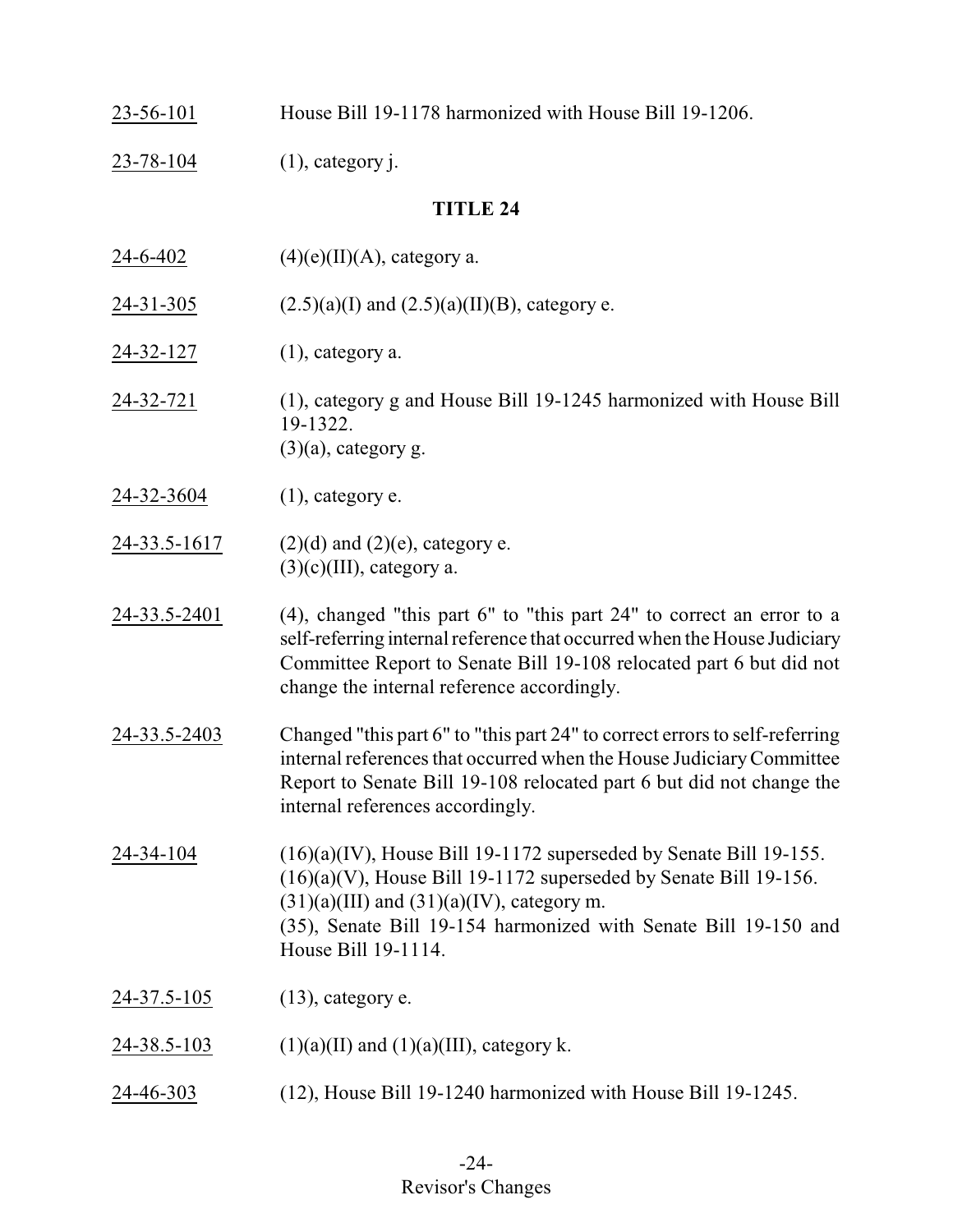23-56-101 House Bill 19-1178 harmonized with House Bill 19-1206.

23-78-104 (1), category j.

## TITLE 24

24-6-402 (4)(e)(II)(A), category a.

24-31-305 (2.5)(a)(I) and (2.5)(a)(II)(B), category e.

24-32-127 (1), category a.

24-32-721 (1), category g and House Bill 19-1245 harmonized with House Bill 19-1322.
(3)(a), category g.

24-32-3604 (1), category e.

24-33.5-1617 (2)(d) and (2)(e), category e.
(3)(c)(III), category a.

24-33.5-2401 (4), changed "this part 6" to "this part 24" to correct an error to a self-referring internal reference that occurred when the House Judiciary Committee Report to Senate Bill 19-108 relocated part 6 but did not change the internal reference accordingly.

24-33.5-2403 Changed "this part 6" to "this part 24" to correct errors to self-referring internal references that occurred when the House Judiciary Committee Report to Senate Bill 19-108 relocated part 6 but did not change the internal references accordingly.

24-34-104 (16)(a)(IV), House Bill 19-1172 superseded by Senate Bill 19-155.
(16)(a)(V), House Bill 19-1172 superseded by Senate Bill 19-156.
(31)(a)(III) and (31)(a)(IV), category m.
(35), Senate Bill 19-154 harmonized with Senate Bill 19-150 and House Bill 19-1114.

24-37.5-105 (13), category e.

24-38.5-103 (1)(a)(II) and (1)(a)(III), category k.

24-46-303 (12), House Bill 19-1240 harmonized with House Bill 19-1245.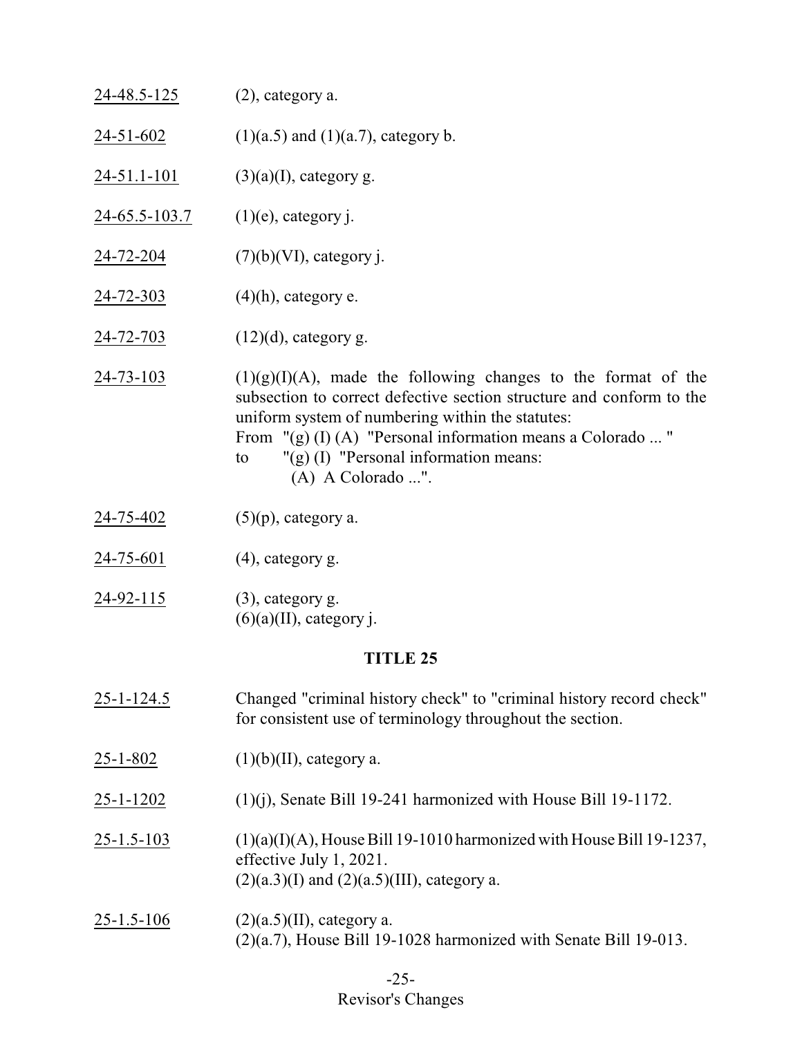24-48.5-125 (2), category a.

24-51-602 (1)(a.5) and (1)(a.7), category b.

24-51.1-101 (3)(a)(I), category g.

24-65.5-103.7 (1)(e), category j.

24-72-204 (7)(b)(VI), category j.

24-72-303 (4)(h), category e.

24-72-703 (12)(d), category g.

24-73-103 (1)(g)(I)(A), made the following changes to the format of the subsection to correct defective section structure and conform to the uniform system of numbering within the statutes:
From "(g) (I) (A) "Personal information means a Colorado ... "
to "(g) (I) "Personal information means:
(A) A Colorado ...".

24-75-402 (5)(p), category a.

24-75-601 (4), category g.

24-92-115 (3), category g.
(6)(a)(II), category j.

## TITLE 25

25-1-124.5 Changed "criminal history check" to "criminal history record check" for consistent use of terminology throughout the section.

25-1-802 (1)(b)(II), category a.

25-1-1202 (1)(j), Senate Bill 19-241 harmonized with House Bill 19-1172.

25-1.5-103 (1)(a)(I)(A), House Bill 19-1010 harmonized with House Bill 19-1237, effective July 1, 2021.
(2)(a.3)(I) and (2)(a.5)(III), category a.

25-1.5-106 (2)(a.5)(II), category a.
(2)(a.7), House Bill 19-1028 harmonized with Senate Bill 19-013.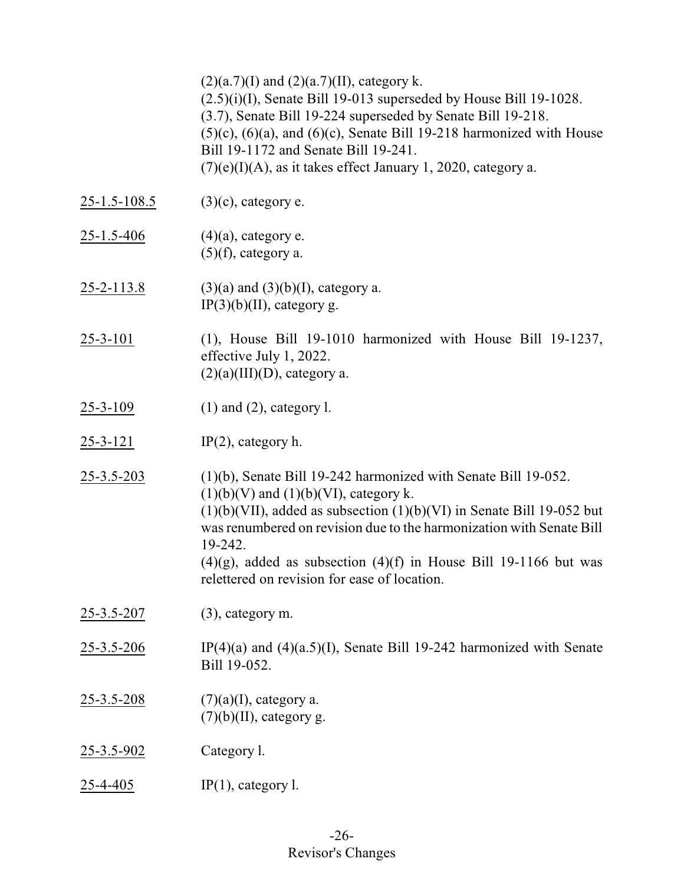(2)(a.7)(I) and (2)(a.7)(II), category k.
(2.5)(i)(I), Senate Bill 19-013 superseded by House Bill 19-1028.
(3.7), Senate Bill 19-224 superseded by Senate Bill 19-218.
(5)(c), (6)(a), and (6)(c), Senate Bill 19-218 harmonized with House Bill 19-1172 and Senate Bill 19-241.
(7)(e)(I)(A), as it takes effect January 1, 2020, category a.

| | |
|---|---|
| 25-1.5-108.5 | (3)(c), category e. |
| 25-1.5-406 | (4)(a), category e.<br>(5)(f), category a. |
| 25-2-113.8 | (3)(a) and (3)(b)(I), category a.<br>IP(3)(b)(II), category g. |
| 25-3-101 | (1), House Bill 19-1010 harmonized with House Bill 19-1237, effective July 1, 2022.<br>(2)(a)(III)(D), category a. |
| 25-3-109 | (1) and (2), category l. |
| 25-3-121 | IP(2), category h. |
| 25-3.5-203 | (1)(b), Senate Bill 19-242 harmonized with Senate Bill 19-052.<br>(1)(b)(V) and (1)(b)(VI), category k.<br>(1)(b)(VII), added as subsection (1)(b)(VI) in Senate Bill 19-052 but was renumbered on revision due to the harmonization with Senate Bill 19-242.<br>(4)(g), added as subsection (4)(f) in House Bill 19-1166 but was relettered on revision for ease of location. |
| 25-3.5-207 | (3), category m. |
| 25-3.5-206 | IP(4)(a) and (4)(a.5)(I), Senate Bill 19-242 harmonized with Senate Bill 19-052. |
| 25-3.5-208 | (7)(a)(I), category a.<br>(7)(b)(II), category g. |
| 25-3.5-902 | Category l. |
| 25-4-405 | IP(1), category l. |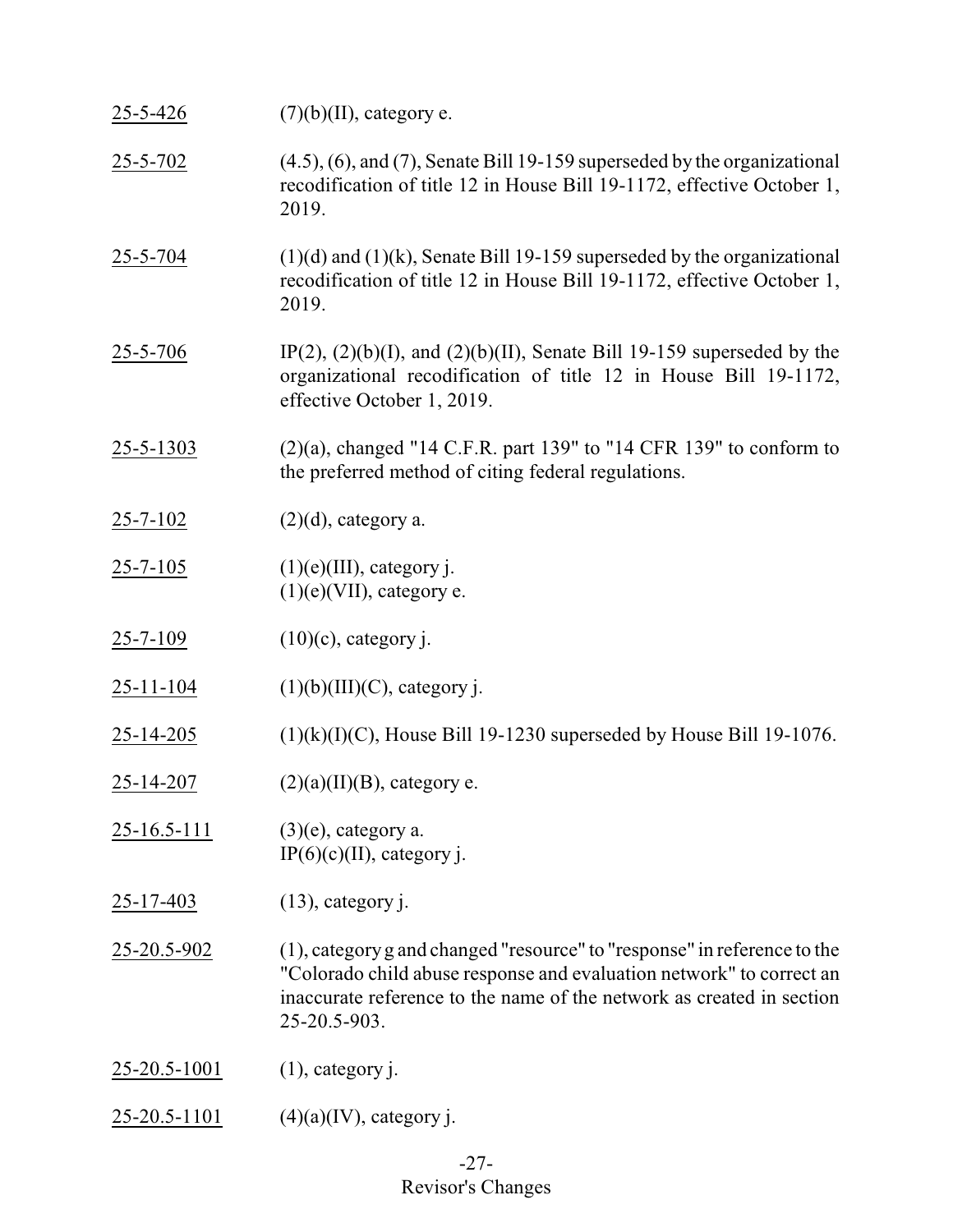| | |
|---|---|
| 25-5-426 | (7)(b)(II), category e. |
| 25-5-702 | (4.5), (6), and (7), Senate Bill 19-159 superseded by the organizational recodification of title 12 in House Bill 19-1172, effective October 1, 2019. |
| 25-5-704 | (1)(d) and (1)(k), Senate Bill 19-159 superseded by the organizational recodification of title 12 in House Bill 19-1172, effective October 1, 2019. |
| 25-5-706 | IP(2), (2)(b)(I), and (2)(b)(II), Senate Bill 19-159 superseded by the organizational recodification of title 12 in House Bill 19-1172, effective October 1, 2019. |
| 25-5-1303 | (2)(a), changed "14 C.F.R. part 139" to "14 CFR 139" to conform to the preferred method of citing federal regulations. |
| 25-7-102 | (2)(d), category a. |
| 25-7-105 | (1)(e)(III), category j.<br>(1)(e)(VII), category e. |
| 25-7-109 | (10)(c), category j. |
| 25-11-104 | (1)(b)(III)(C), category j. |
| 25-14-205 | (1)(k)(I)(C), House Bill 19-1230 superseded by House Bill 19-1076. |
| 25-14-207 | (2)(a)(II)(B), category e. |
| 25-16.5-111 | (3)(e), category a.<br>IP(6)(c)(II), category j. |
| 25-17-403 | (13), category j. |
| 25-20.5-902 | (1), category g and changed "resource" to "response" in reference to the "Colorado child abuse response and evaluation network" to correct an inaccurate reference to the name of the network as created in section 25-20.5-903. |
| 25-20.5-1001 | (1), category j. |
| 25-20.5-1101 | (4)(a)(IV), category j. |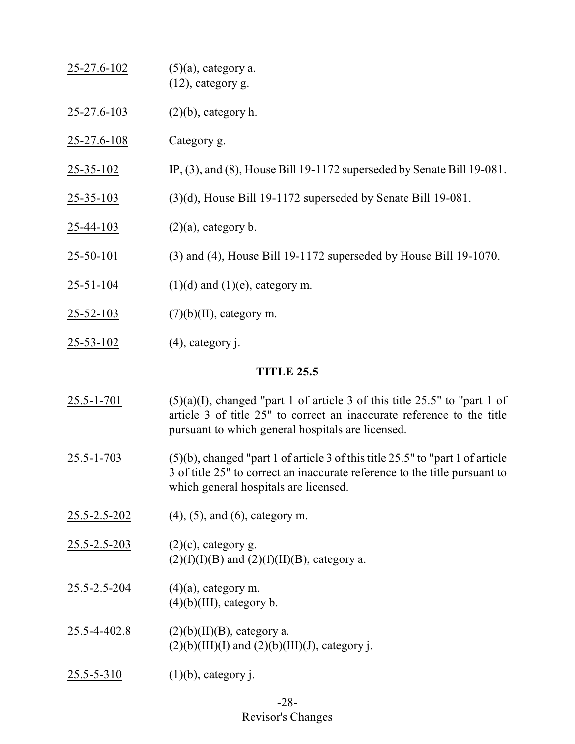<u>25-27.6-102</u> (5)(a), category a.
(12), category g.

<u>25-27.6-103</u> (2)(b), category h.

<u>25-27.6-108</u> Category g.

<u>25-35-102</u> IP, (3), and (8), House Bill 19-1172 superseded by Senate Bill 19-081.

<u>25-35-103</u> (3)(d), House Bill 19-1172 superseded by Senate Bill 19-081.

<u>25-44-103</u> (2)(a), category b.

<u>25-50-101</u> (3) and (4), House Bill 19-1172 superseded by House Bill 19-1070.

<u>25-51-104</u> (1)(d) and (1)(e), category m.

<u>25-52-103</u> (7)(b)(II), category m.

<u>25-53-102</u> (4), category j.

**TITLE 25.5**

<u>25.5-1-701</u> (5)(a)(I), changed "part 1 of article 3 of this title 25.5" to "part 1 of article 3 of title 25" to correct an inaccurate reference to the title pursuant to which general hospitals are licensed.

<u>25.5-1-703</u> (5)(b), changed "part 1 of article 3 of this title 25.5" to "part 1 of article 3 of title 25" to correct an inaccurate reference to the title pursuant to which general hospitals are licensed.

<u>25.5-2.5-202</u> (4), (5), and (6), category m.

<u>25.5-2.5-203</u> (2)(c), category g.
(2)(f)(I)(B) and (2)(f)(II)(B), category a.

<u>25.5-2.5-204</u> (4)(a), category m.
(4)(b)(III), category b.

<u>25.5-4-402.8</u> (2)(b)(II)(B), category a.
(2)(b)(III)(I) and (2)(b)(III)(J), category j.

<u>25.5-5-310</u> (1)(b), category j.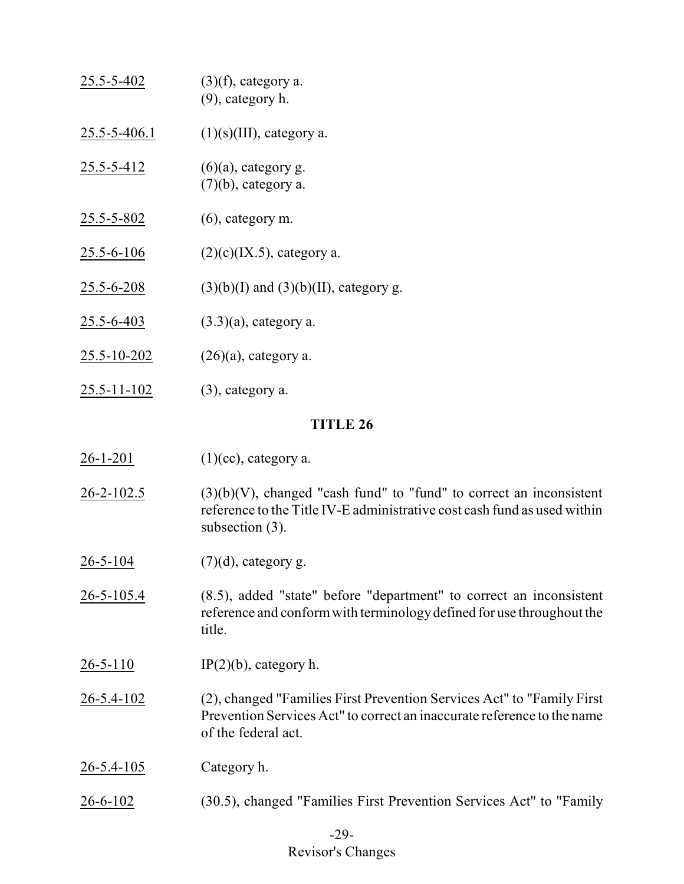| | |
|---|---|
| 25.5-5-402 | (3)(f), category a.<br>(9), category h. |
| 25.5-5-406.1 | (1)(s)(III), category a. |
| 25.5-5-412 | (6)(a), category g.<br>(7)(b), category a. |
| 25.5-5-802 | (6), category m. |
| 25.5-6-106 | (2)(c)(IX.5), category a. |
| 25.5-6-208 | (3)(b)(I) and (3)(b)(II), category g. |
| 25.5-6-403 | (3.3)(a), category a. |
| 25.5-10-202 | (26)(a), category a. |
| 25.5-11-102 | (3), category a. |

**TITLE 26**

| | |
|---|---|
| 26-1-201 | (1)(cc), category a. |
| 26-2-102.5 | (3)(b)(V), changed "cash fund" to "fund" to correct an inconsistent reference to the Title IV-E administrative cost cash fund as used within subsection (3). |
| 26-5-104 | (7)(d), category g. |
| 26-5-105.4 | (8.5), added "state" before "department" to correct an inconsistent reference and conform with terminology defined for use throughout the title. |
| 26-5-110 | IP(2)(b), category h. |
| 26-5.4-102 | (2), changed "Families First Prevention Services Act" to "Family First Prevention Services Act" to correct an inaccurate reference to the name of the federal act. |
| 26-5.4-105 | Category h. |
| 26-6-102 | (30.5), changed "Families First Prevention Services Act" to "Family |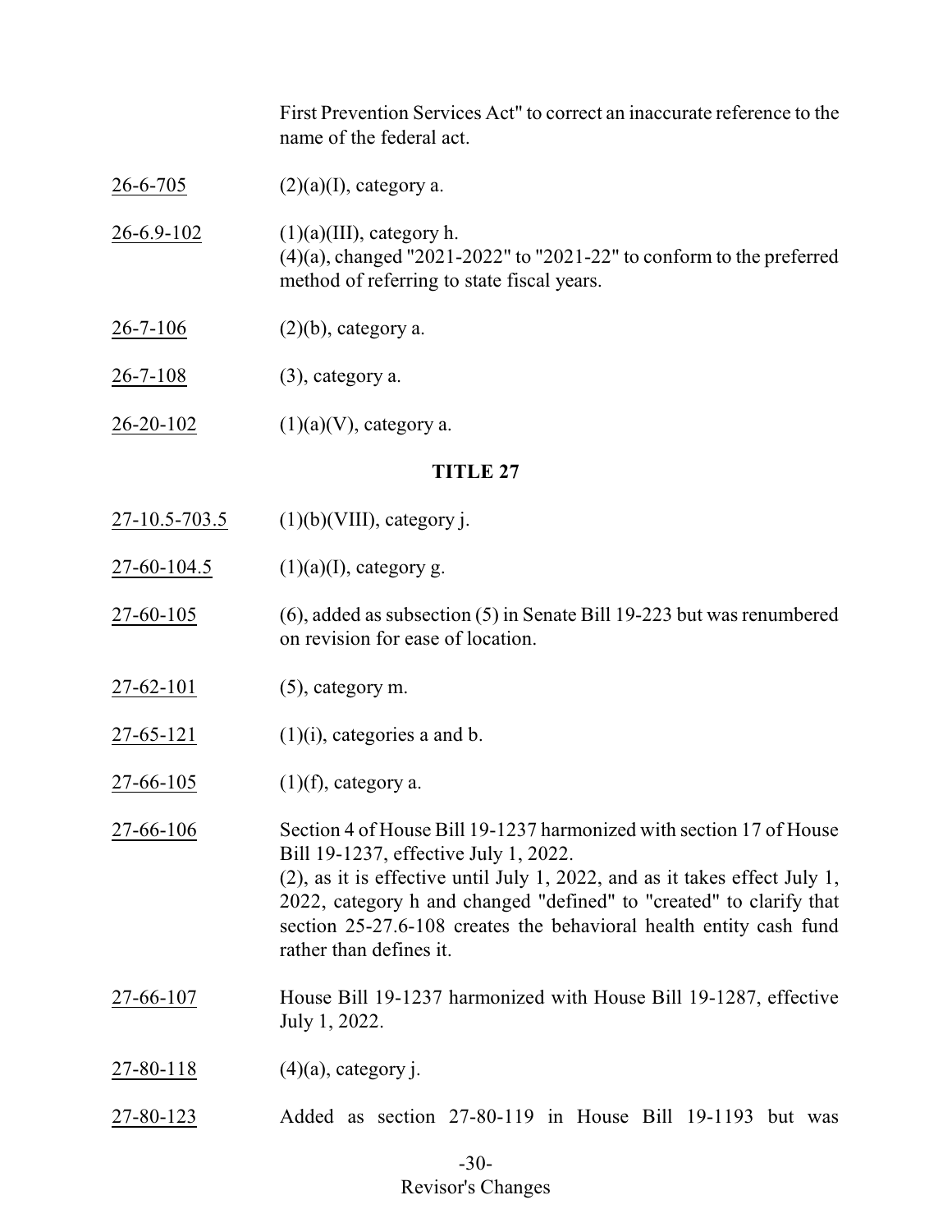First Prevention Services Act" to correct an inaccurate reference to the name of the federal act.

26-6-705 (2)(a)(I), category a.

26-6.9-102 (1)(a)(III), category h.
(4)(a), changed "2021-2022" to "2021-22" to conform to the preferred method of referring to state fiscal years.

26-7-106 (2)(b), category a.

26-7-108 (3), category a.

26-20-102 (1)(a)(V), category a.

## TITLE 27

27-10.5-703.5 (1)(b)(VIII), category j.

27-60-104.5 (1)(a)(I), category g.

27-60-105 (6), added as subsection (5) in Senate Bill 19-223 but was renumbered on revision for ease of location.

27-62-101 (5), category m.

27-65-121 (1)(i), categories a and b.

27-66-105 (1)(f), category a.

27-66-106 Section 4 of House Bill 19-1237 harmonized with section 17 of House Bill 19-1237, effective July 1, 2022.
(2), as it is effective until July 1, 2022, and as it takes effect July 1, 2022, category h and changed "defined" to "created" to clarify that section 25-27.6-108 creates the behavioral health entity cash fund rather than defines it.

27-66-107 House Bill 19-1237 harmonized with House Bill 19-1287, effective July 1, 2022.

27-80-118 (4)(a), category j.

27-80-123 Added as section 27-80-119 in House Bill 19-1193 but was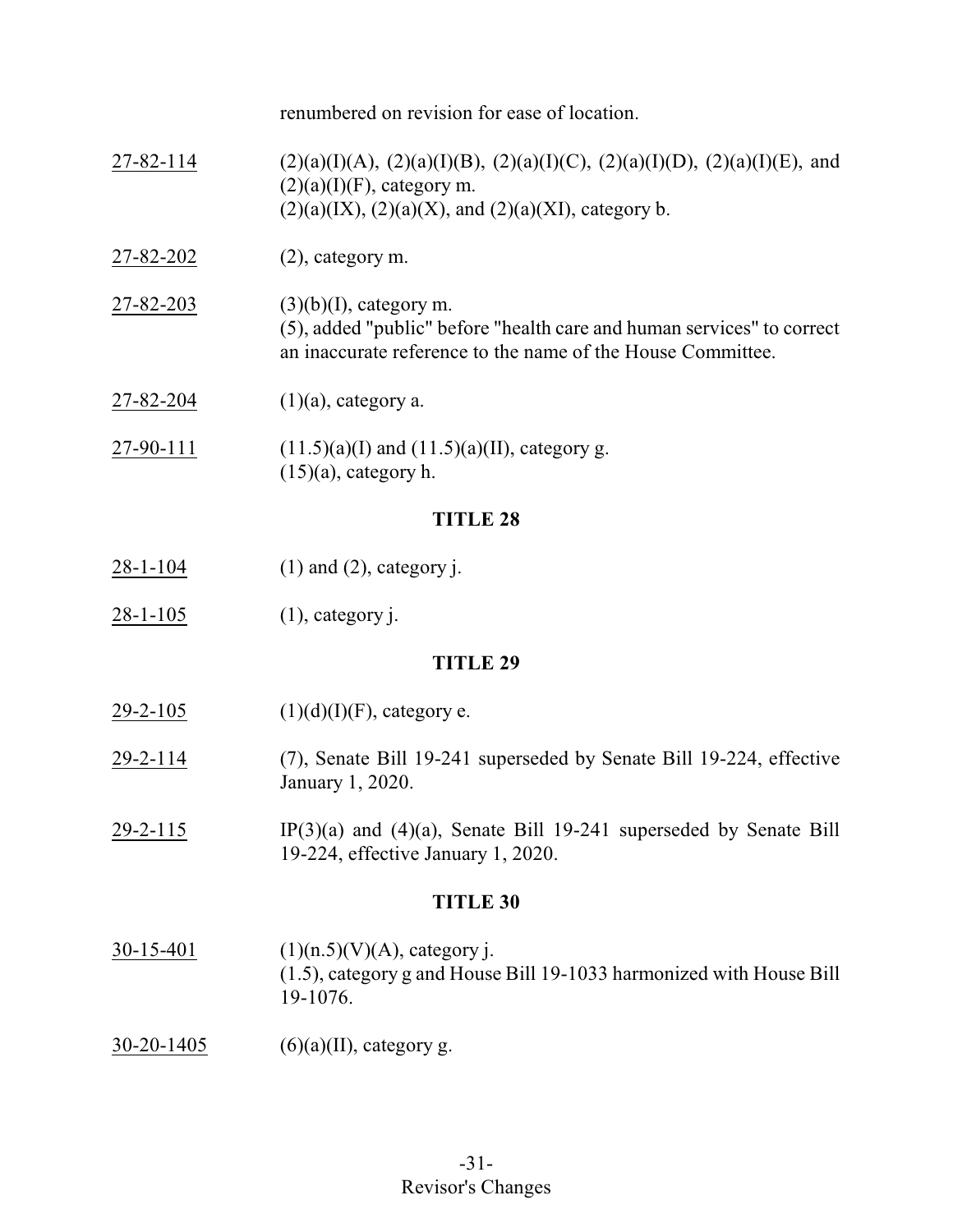renumbered on revision for ease of location.

27-82-114 (2)(a)(I)(A), (2)(a)(I)(B), (2)(a)(I)(C), (2)(a)(I)(D), (2)(a)(I)(E), and (2)(a)(I)(F), category m.
(2)(a)(IX), (2)(a)(X), and (2)(a)(XI), category b.

27-82-202 (2), category m.

27-82-203 (3)(b)(I), category m.
(5), added "public" before "health care and human services" to correct an inaccurate reference to the name of the House Committee.

27-82-204 (1)(a), category a.

27-90-111 (11.5)(a)(I) and (11.5)(a)(II), category g.
(15)(a), category h.

## TITLE 28

28-1-104 (1) and (2), category j.

28-1-105 (1), category j.

## TITLE 29

29-2-105 (1)(d)(I)(F), category e.

29-2-114 (7), Senate Bill 19-241 superseded by Senate Bill 19-224, effective January 1, 2020.

29-2-115 IP(3)(a) and (4)(a), Senate Bill 19-241 superseded by Senate Bill 19-224, effective January 1, 2020.

## TITLE 30

30-15-401 (1)(n.5)(V)(A), category j.
(1.5), category g and House Bill 19-1033 harmonized with House Bill 19-1076.

30-20-1405 (6)(a)(II), category g.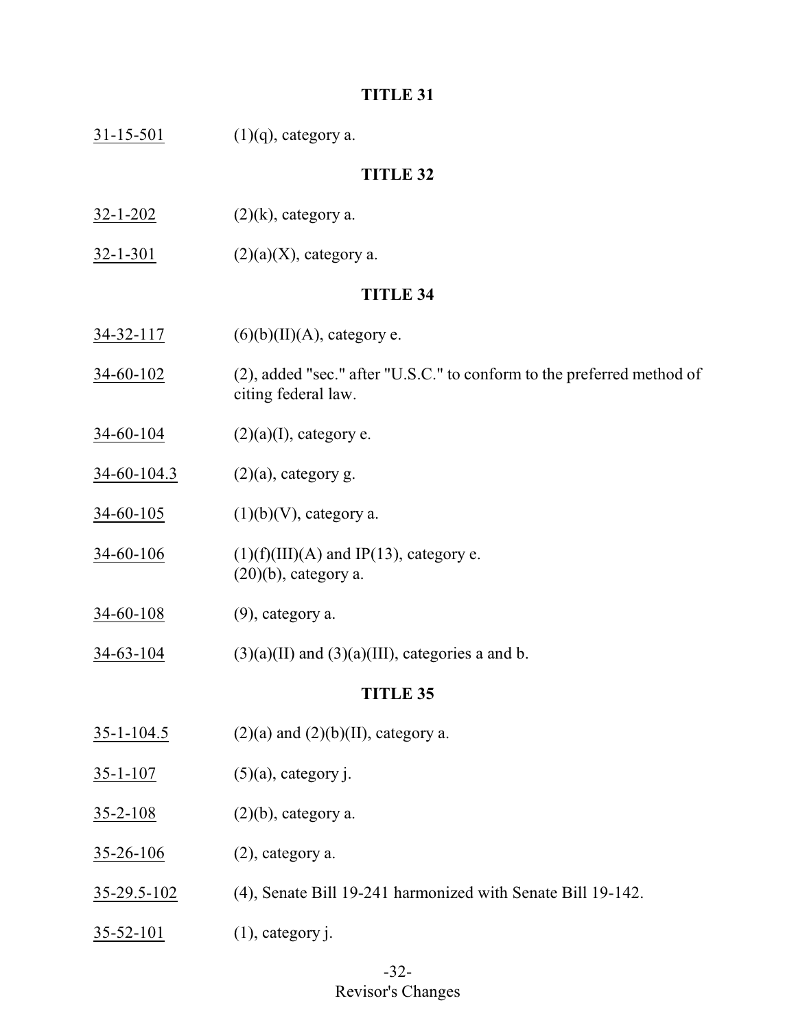## TITLE 31

| | |
|---|---|
| 31-15-501 | (1)(q), category a. |

## TITLE 32

| | |
|---|---|
| 32-1-202 | (2)(k), category a. |
| 32-1-301 | (2)(a)(X), category a. |

## TITLE 34

| | |
|---|---|
| 34-32-117 | (6)(b)(II)(A), category e. |
| 34-60-102 | (2), added "sec." after "U.S.C." to conform to the preferred method of citing federal law. |
| 34-60-104 | (2)(a)(I), category e. |
| 34-60-104.3 | (2)(a), category g. |
| 34-60-105 | (1)(b)(V), category a. |
| 34-60-106 | (1)(f)(III)(A) and IP(13), category e.<br>(20)(b), category a. |
| 34-60-108 | (9), category a. |
| 34-63-104 | (3)(a)(II) and (3)(a)(III), categories a and b. |

## TITLE 35

| | |
|---|---|
| 35-1-104.5 | (2)(a) and (2)(b)(II), category a. |
| 35-1-107 | (5)(a), category j. |
| 35-2-108 | (2)(b), category a. |
| 35-26-106 | (2), category a. |
| 35-29.5-102 | (4), Senate Bill 19-241 harmonized with Senate Bill 19-142. |
| 35-52-101 | (1), category j. |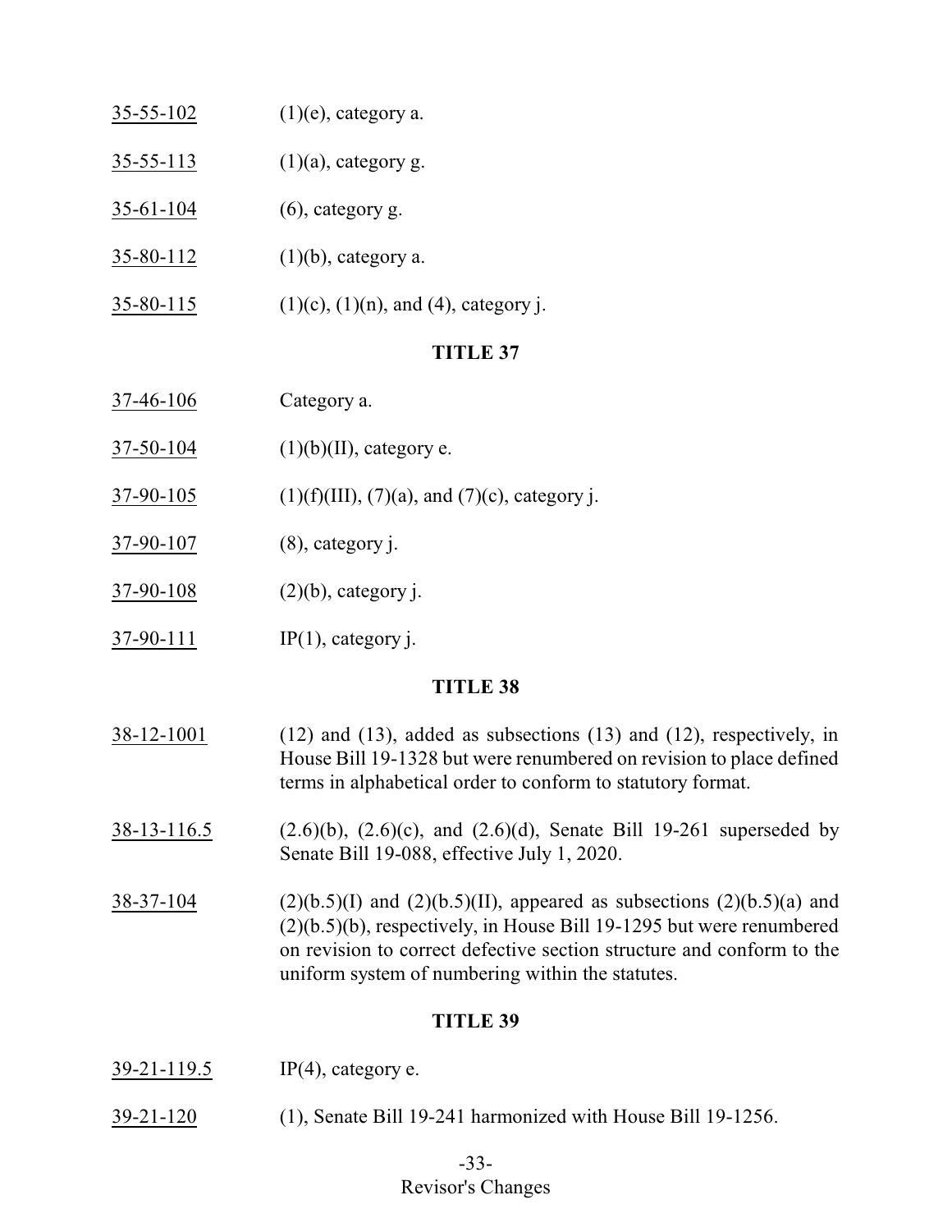35-55-102 (1)(e), category a.

35-55-113 (1)(a), category g.

35-61-104 (6), category g.

35-80-112 (1)(b), category a.

35-80-115 (1)(c), (1)(n), and (4), category j.

## TITLE 37

37-46-106 Category a.

37-50-104 (1)(b)(II), category e.

37-90-105 (1)(f)(III), (7)(a), and (7)(c), category j.

37-90-107 (8), category j.

37-90-108 (2)(b), category j.

37-90-111 IP(1), category j.

## TITLE 38

38-12-1001 (12) and (13), added as subsections (13) and (12), respectively, in House Bill 19-1328 but were renumbered on revision to place defined terms in alphabetical order to conform to statutory format.

38-13-116.5 (2.6)(b), (2.6)(c), and (2.6)(d), Senate Bill 19-261 superseded by Senate Bill 19-088, effective July 1, 2020.

38-37-104 (2)(b.5)(I) and (2)(b.5)(II), appeared as subsections (2)(b.5)(a) and (2)(b.5)(b), respectively, in House Bill 19-1295 but were renumbered on revision to correct defective section structure and conform to the uniform system of numbering within the statutes.

## TITLE 39

39-21-119.5 IP(4), category e.

39-21-120 (1), Senate Bill 19-241 harmonized with House Bill 19-1256.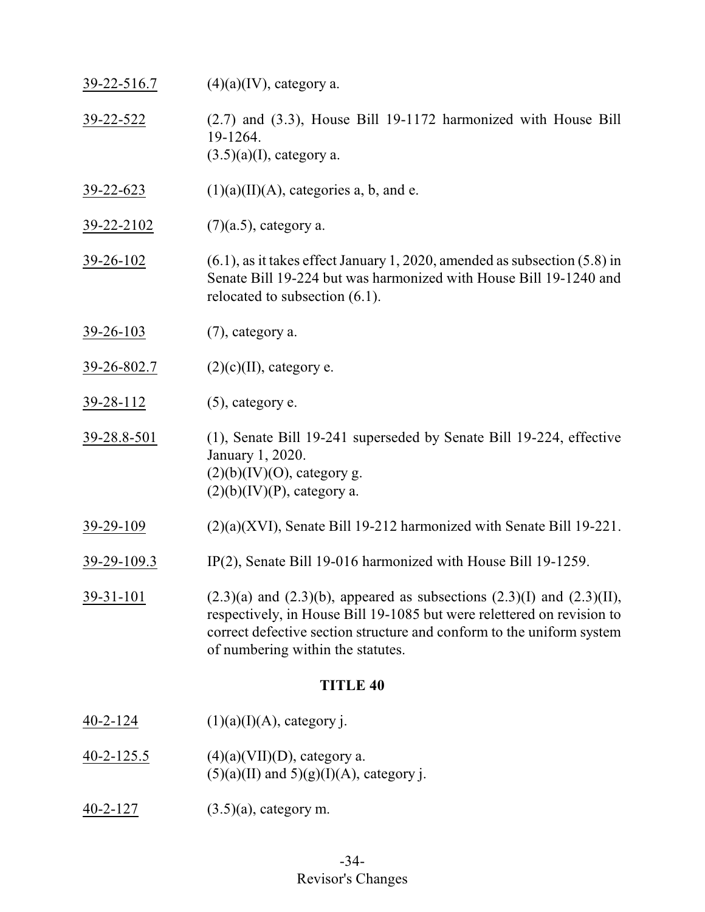39-22-516.7 (4)(a)(IV), category a.

39-22-522 (2.7) and (3.3), House Bill 19-1172 harmonized with House Bill 19-1264.
(3.5)(a)(I), category a.

39-22-623 (1)(a)(II)(A), categories a, b, and e.

39-22-2102 (7)(a.5), category a.

39-26-102 (6.1), as it takes effect January 1, 2020, amended as subsection (5.8) in Senate Bill 19-224 but was harmonized with House Bill 19-1240 and relocated to subsection (6.1).

39-26-103 (7), category a.

39-26-802.7 (2)(c)(II), category e.

39-28-112 (5), category e.

39-28.8-501 (1), Senate Bill 19-241 superseded by Senate Bill 19-224, effective January 1, 2020.
(2)(b)(IV)(O), category g.
(2)(b)(IV)(P), category a.

39-29-109 (2)(a)(XVI), Senate Bill 19-212 harmonized with Senate Bill 19-221.

39-29-109.3 IP(2), Senate Bill 19-016 harmonized with House Bill 19-1259.

39-31-101 (2.3)(a) and (2.3)(b), appeared as subsections (2.3)(I) and (2.3)(II), respectively, in House Bill 19-1085 but were relettered on revision to correct defective section structure and conform to the uniform system of numbering within the statutes.

## TITLE 40

40-2-124 (1)(a)(I)(A), category j.

40-2-125.5 (4)(a)(VII)(D), category a.
(5)(a)(II) and 5)(g)(I)(A), category j.

40-2-127 (3.5)(a), category m.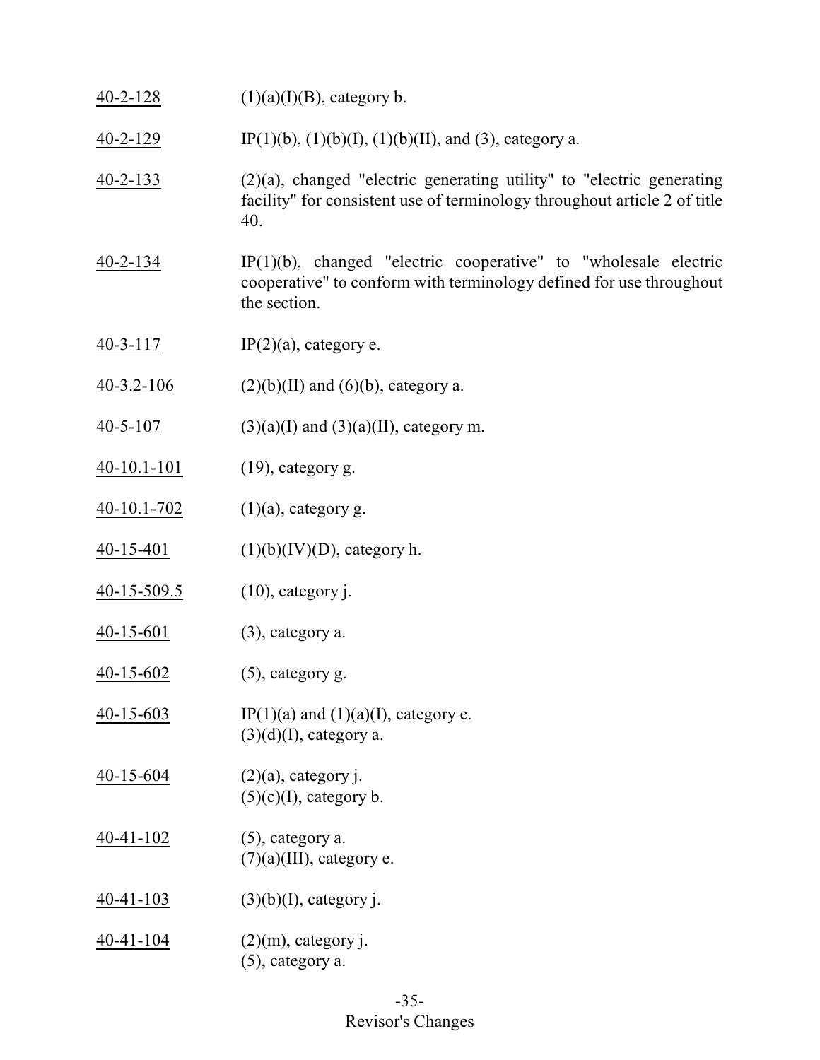| | |
|---|---|
| <u>40-2-128</u> | (1)(a)(I)(B), category b. |
| <u>40-2-129</u> | IP(1)(b), (1)(b)(I), (1)(b)(II), and (3), category a. |
| <u>40-2-133</u> | (2)(a), changed "electric generating utility" to "electric generating facility" for consistent use of terminology throughout article 2 of title 40. |
| <u>40-2-134</u> | IP(1)(b), changed "electric cooperative" to "wholesale electric cooperative" to conform with terminology defined for use throughout the section. |
| <u>40-3-117</u> | IP(2)(a), category e. |
| <u>40-3.2-106</u> | (2)(b)(II) and (6)(b), category a. |
| <u>40-5-107</u> | (3)(a)(I) and (3)(a)(II), category m. |
| <u>40-10.1-101</u> | (19), category g. |
| <u>40-10.1-702</u> | (1)(a), category g. |
| <u>40-15-401</u> | (1)(b)(IV)(D), category h. |
| <u>40-15-509.5</u> | (10), category j. |
| <u>40-15-601</u> | (3), category a. |
| <u>40-15-602</u> | (5), category g. |
| <u>40-15-603</u> | IP(1)(a) and (1)(a)(I), category e.<br>(3)(d)(I), category a. |
| <u>40-15-604</u> | (2)(a), category j.<br>(5)(c)(I), category b. |
| <u>40-41-102</u> | (5), category a.<br>(7)(a)(III), category e. |
| <u>40-41-103</u> | (3)(b)(I), category j. |
| <u>40-41-104</u> | (2)(m), category j.<br>(5), category a. |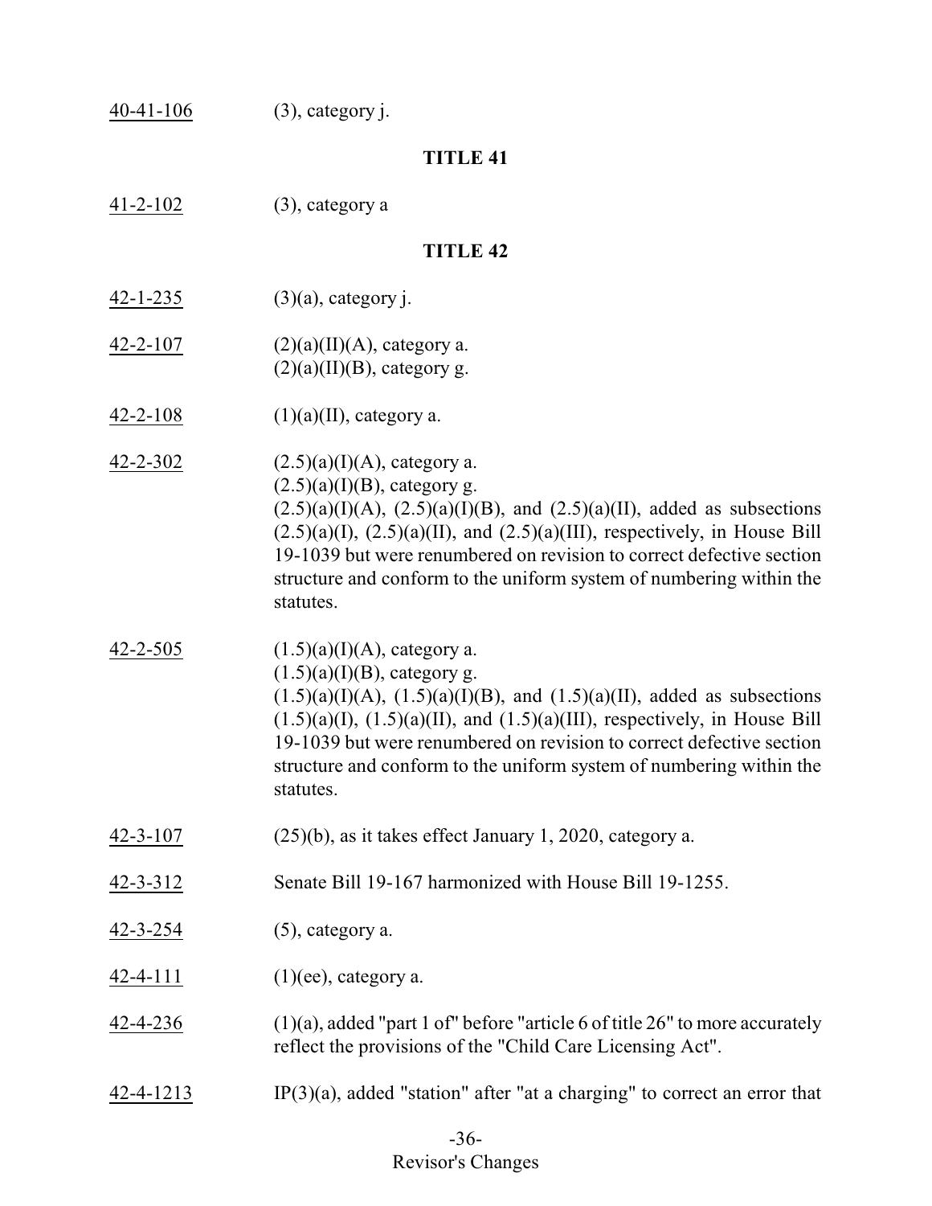<u>40-41-106</u> (3), category j.

**TITLE 41**

<u>41-2-102</u> (3), category a

**TITLE 42**

<u>42-1-235</u> (3)(a), category j.

<u>42-2-107</u> (2)(a)(II)(A), category a.
(2)(a)(II)(B), category g.

<u>42-2-108</u> (1)(a)(II), category a.

<u>42-2-302</u> (2.5)(a)(I)(A), category a.
(2.5)(a)(I)(B), category g.
(2.5)(a)(I)(A), (2.5)(a)(I)(B), and (2.5)(a)(II), added as subsections (2.5)(a)(I), (2.5)(a)(II), and (2.5)(a)(III), respectively, in House Bill 19-1039 but were renumbered on revision to correct defective section structure and conform to the uniform system of numbering within the statutes.

<u>42-2-505</u> (1.5)(a)(I)(A), category a.
(1.5)(a)(I)(B), category g.
(1.5)(a)(I)(A), (1.5)(a)(I)(B), and (1.5)(a)(II), added as subsections (1.5)(a)(I), (1.5)(a)(II), and (1.5)(a)(III), respectively, in House Bill 19-1039 but were renumbered on revision to correct defective section structure and conform to the uniform system of numbering within the statutes.

<u>42-3-107</u> (25)(b), as it takes effect January 1, 2020, category a.

<u>42-3-312</u> Senate Bill 19-167 harmonized with House Bill 19-1255.

<u>42-3-254</u> (5), category a.

<u>42-4-111</u> (1)(ee), category a.

<u>42-4-236</u> (1)(a), added "part 1 of" before "article 6 of title 26" to more accurately reflect the provisions of the "Child Care Licensing Act".

<u>42-4-1213</u> IP(3)(a), added "station" after "at a charging" to correct an error that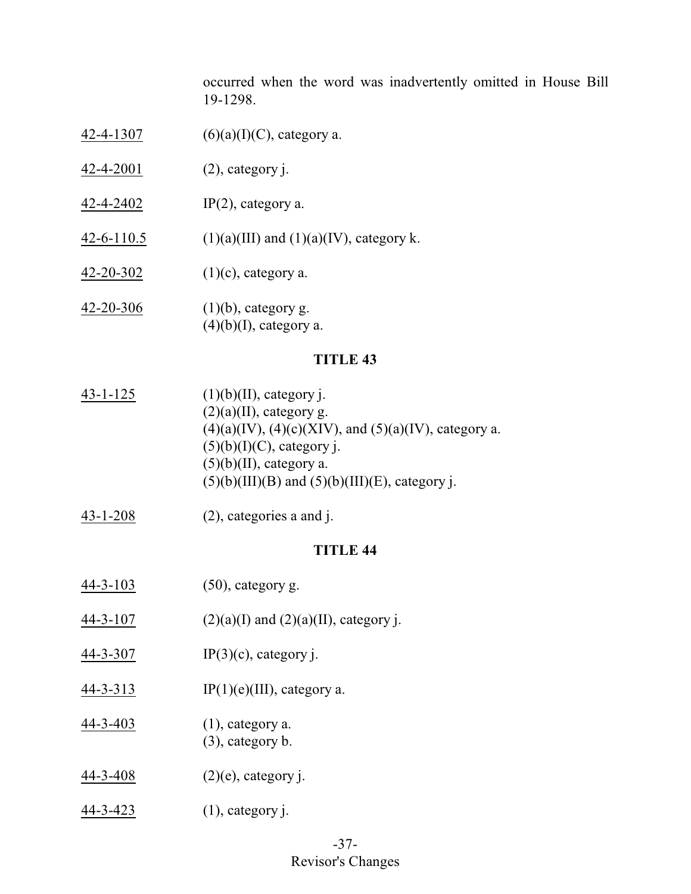occurred when the word was inadvertently omitted in House Bill 19-1298.

| | |
|---|---|
| 42-4-1307 | (6)(a)(I)(C), category a. |
| 42-4-2001 | (2), category j. |
| 42-4-2402 | IP(2), category a. |
| 42-6-110.5 | (1)(a)(III) and (1)(a)(IV), category k. |
| 42-20-302 | (1)(c), category a. |
| 42-20-306 | (1)(b), category g.<br>(4)(b)(I), category a. |

**TITLE 43**

| | |
|---|---|
| 43-1-125 | (1)(b)(II), category j.<br>(2)(a)(II), category g.<br>(4)(a)(IV), (4)(c)(XIV), and (5)(a)(IV), category a.<br>(5)(b)(I)(C), category j.<br>(5)(b)(II), category a.<br>(5)(b)(III)(B) and (5)(b)(III)(E), category j. |
| 43-1-208 | (2), categories a and j. |

**TITLE 44**

| | |
|---|---|
| 44-3-103 | (50), category g. |
| 44-3-107 | (2)(a)(I) and (2)(a)(II), category j. |
| 44-3-307 | IP(3)(c), category j. |
| 44-3-313 | IP(1)(e)(III), category a. |
| 44-3-403 | (1), category a.<br>(3), category b. |
| 44-3-408 | (2)(e), category j. |
| 44-3-423 | (1), category j. |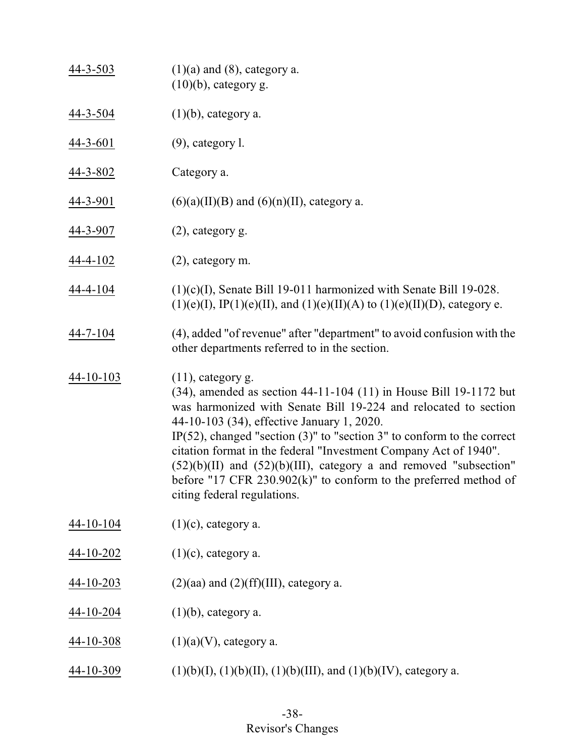44-3-503 (1)(a) and (8), category a.
(10)(b), category g.

44-3-504 (1)(b), category a.

44-3-601 (9), category l.

44-3-802 Category a.

44-3-901 (6)(a)(II)(B) and (6)(n)(II), category a.

44-3-907 (2), category g.

44-4-102 (2), category m.

44-4-104 (1)(c)(I), Senate Bill 19-011 harmonized with Senate Bill 19-028.
(1)(e)(I), IP(1)(e)(II), and (1)(e)(II)(A) to (1)(e)(II)(D), category e.

44-7-104 (4), added "of revenue" after "department" to avoid confusion with the other departments referred to in the section.

44-10-103 (11), category g.
(34), amended as section 44-11-104 (11) in House Bill 19-1172 but was harmonized with Senate Bill 19-224 and relocated to section 44-10-103 (34), effective January 1, 2020.
IP(52), changed "section (3)" to "section 3" to conform to the correct citation format in the federal "Investment Company Act of 1940".
(52)(b)(II) and (52)(b)(III), category a and removed "subsection" before "17 CFR 230.902(k)" to conform to the preferred method of citing federal regulations.

44-10-104 (1)(c), category a.

44-10-202 (1)(c), category a.

44-10-203 (2)(aa) and (2)(ff)(III), category a.

44-10-204 (1)(b), category a.

44-10-308 (1)(a)(V), category a.

44-10-309 (1)(b)(I), (1)(b)(II), (1)(b)(III), and (1)(b)(IV), category a.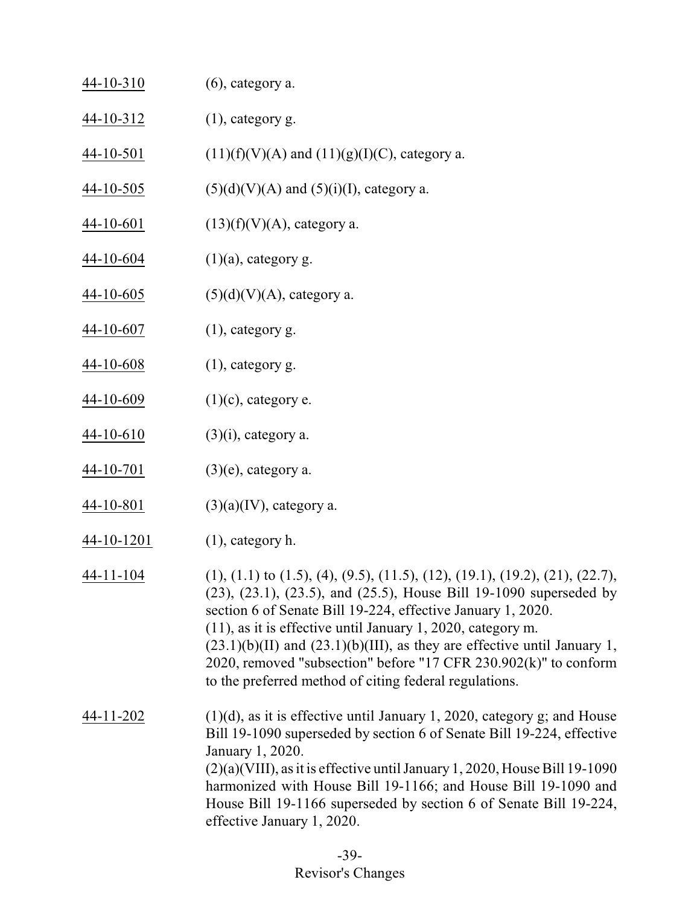<u>44-10-310</u> (6), category a.

<u>44-10-312</u> (1), category g.

<u>44-10-501</u> (11)(f)(V)(A) and (11)(g)(I)(C), category a.

<u>44-10-505</u> (5)(d)(V)(A) and (5)(i)(I), category a.

<u>44-10-601</u> (13)(f)(V)(A), category a.

<u>44-10-604</u> (1)(a), category g.

<u>44-10-605</u> (5)(d)(V)(A), category a.

<u>44-10-607</u> (1), category g.

<u>44-10-608</u> (1), category g.

<u>44-10-609</u> (1)(c), category e.

<u>44-10-610</u> (3)(i), category a.

<u>44-10-701</u> (3)(e), category a.

<u>44-10-801</u> (3)(a)(IV), category a.

<u>44-10-1201</u> (1), category h.

<u>44-11-104</u> (1), (1.1) to (1.5), (4), (9.5), (11.5), (12), (19.1), (19.2), (21), (22.7), (23), (23.1), (23.5), and (25.5), House Bill 19-1090 superseded by section 6 of Senate Bill 19-224, effective January 1, 2020.
(11), as it is effective until January 1, 2020, category m.
(23.1)(b)(II) and (23.1)(b)(III), as they are effective until January 1, 2020, removed "subsection" before "17 CFR 230.902(k)" to conform to the preferred method of citing federal regulations.

<u>44-11-202</u> (1)(d), as it is effective until January 1, 2020, category g; and House Bill 19-1090 superseded by section 6 of Senate Bill 19-224, effective January 1, 2020.
(2)(a)(VIII), as it is effective until January 1, 2020, House Bill 19-1090 harmonized with House Bill 19-1166; and House Bill 19-1090 and House Bill 19-1166 superseded by section 6 of Senate Bill 19-224, effective January 1, 2020.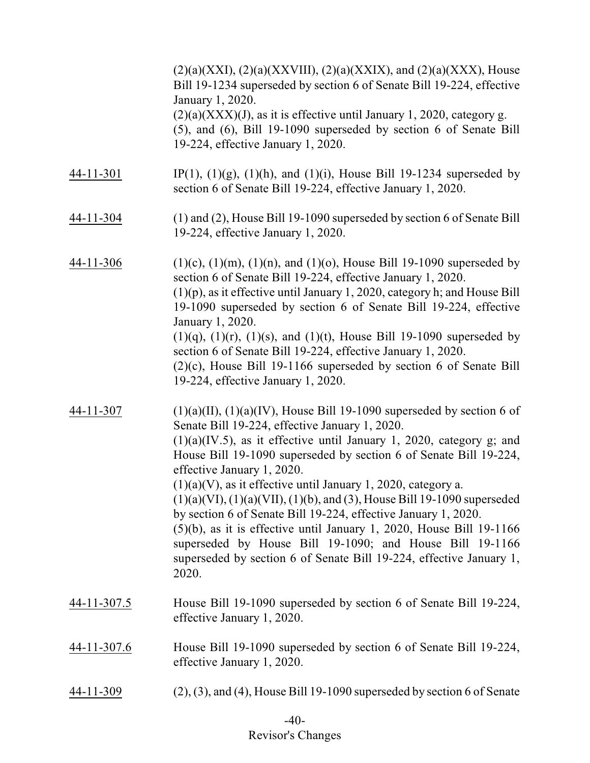(2)(a)(XXI), (2)(a)(XXVIII), (2)(a)(XXIX), and (2)(a)(XXX), House Bill 19-1234 superseded by section 6 of Senate Bill 19-224, effective January 1, 2020.
(2)(a)(XXX)(J), as it is effective until January 1, 2020, category g.
(5), and (6), Bill 19-1090 superseded by section 6 of Senate Bill 19-224, effective January 1, 2020.

| | |
|---|---|
| 44-11-301 | IP(1), (1)(g), (1)(h), and (1)(i), House Bill 19-1234 superseded by section 6 of Senate Bill 19-224, effective January 1, 2020. |
| 44-11-304 | (1) and (2), House Bill 19-1090 superseded by section 6 of Senate Bill 19-224, effective January 1, 2020. |
| 44-11-306 | (1)(c), (1)(m), (1)(n), and (1)(o), House Bill 19-1090 superseded by section 6 of Senate Bill 19-224, effective January 1, 2020. (1)(p), as it effective until January 1, 2020, category h; and House Bill 19-1090 superseded by section 6 of Senate Bill 19-224, effective January 1, 2020. (1)(q), (1)(r), (1)(s), and (1)(t), House Bill 19-1090 superseded by section 6 of Senate Bill 19-224, effective January 1, 2020. (2)(c), House Bill 19-1166 superseded by section 6 of Senate Bill 19-224, effective January 1, 2020. |
| 44-11-307 | (1)(a)(II), (1)(a)(IV), House Bill 19-1090 superseded by section 6 of Senate Bill 19-224, effective January 1, 2020. (1)(a)(IV.5), as it effective until January 1, 2020, category g; and House Bill 19-1090 superseded by section 6 of Senate Bill 19-224, effective January 1, 2020. (1)(a)(V), as it effective until January 1, 2020, category a. (1)(a)(VI), (1)(a)(VII), (1)(b), and (3), House Bill 19-1090 superseded by section 6 of Senate Bill 19-224, effective January 1, 2020. (5)(b), as it is effective until January 1, 2020, House Bill 19-1166 superseded by House Bill 19-1090; and House Bill 19-1166 superseded by section 6 of Senate Bill 19-224, effective January 1, 2020. |
| 44-11-307.5 | House Bill 19-1090 superseded by section 6 of Senate Bill 19-224, effective January 1, 2020. |
| 44-11-307.6 | House Bill 19-1090 superseded by section 6 of Senate Bill 19-224, effective January 1, 2020. |
| 44-11-309 | (2), (3), and (4), House Bill 19-1090 superseded by section 6 of Senate |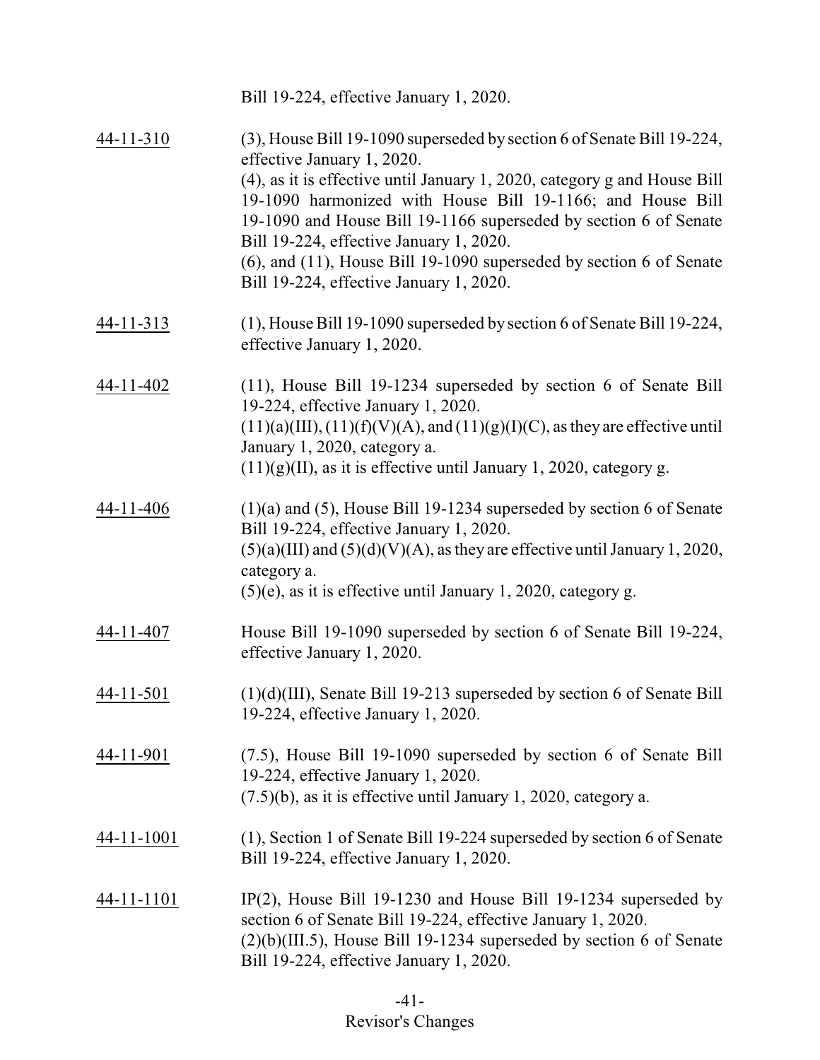Bill 19-224, effective January 1, 2020.

| | |
|---|---|
| 44-11-310 | (3), House Bill 19-1090 superseded by section 6 of Senate Bill 19-224, effective January 1, 2020.<br>(4), as it is effective until January 1, 2020, category g and House Bill 19-1090 harmonized with House Bill 19-1166; and House Bill 19-1090 and House Bill 19-1166 superseded by section 6 of Senate Bill 19-224, effective January 1, 2020.<br>(6), and (11), House Bill 19-1090 superseded by section 6 of Senate Bill 19-224, effective January 1, 2020. |
| 44-11-313 | (1), House Bill 19-1090 superseded by section 6 of Senate Bill 19-224, effective January 1, 2020. |
| 44-11-402 | (11), House Bill 19-1234 superseded by section 6 of Senate Bill 19-224, effective January 1, 2020.<br>(11)(a)(III), (11)(f)(V)(A), and (11)(g)(I)(C), as they are effective until January 1, 2020, category a.<br>(11)(g)(II), as it is effective until January 1, 2020, category g. |
| 44-11-406 | (1)(a) and (5), House Bill 19-1234 superseded by section 6 of Senate Bill 19-224, effective January 1, 2020.<br>(5)(a)(III) and (5)(d)(V)(A), as they are effective until January 1, 2020, category a.<br>(5)(e), as it is effective until January 1, 2020, category g. |
| 44-11-407 | House Bill 19-1090 superseded by section 6 of Senate Bill 19-224, effective January 1, 2020. |
| 44-11-501 | (1)(d)(III), Senate Bill 19-213 superseded by section 6 of Senate Bill 19-224, effective January 1, 2020. |
| 44-11-901 | (7.5), House Bill 19-1090 superseded by section 6 of Senate Bill 19-224, effective January 1, 2020.<br>(7.5)(b), as it is effective until January 1, 2020, category a. |
| 44-11-1001 | (1), Section 1 of Senate Bill 19-224 superseded by section 6 of Senate Bill 19-224, effective January 1, 2020. |
| 44-11-1101 | IP(2), House Bill 19-1230 and House Bill 19-1234 superseded by section 6 of Senate Bill 19-224, effective January 1, 2020.<br>(2)(b)(III.5), House Bill 19-1234 superseded by section 6 of Senate Bill 19-224, effective January 1, 2020. |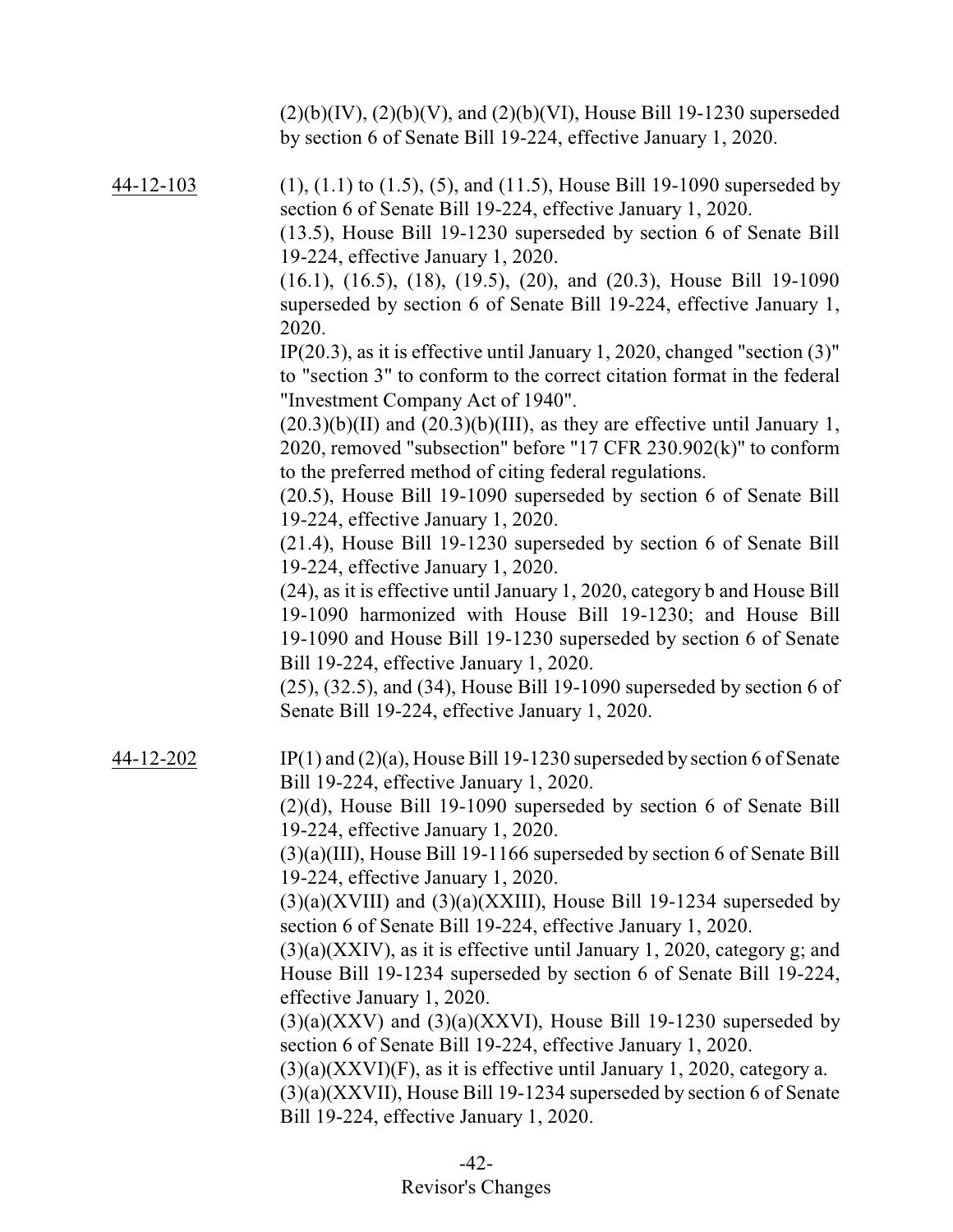(2)(b)(IV), (2)(b)(V), and (2)(b)(VI), House Bill 19-1230 superseded by section 6 of Senate Bill 19-224, effective January 1, 2020.

44-12-103

(1), (1.1) to (1.5), (5), and (11.5), House Bill 19-1090 superseded by section 6 of Senate Bill 19-224, effective January 1, 2020.

(13.5), House Bill 19-1230 superseded by section 6 of Senate Bill 19-224, effective January 1, 2020.

(16.1), (16.5), (18), (19.5), (20), and (20.3), House Bill 19-1090 superseded by section 6 of Senate Bill 19-224, effective January 1, 2020.

IP(20.3), as it is effective until January 1, 2020, changed "section (3)" to "section 3" to conform to the correct citation format in the federal "Investment Company Act of 1940".

(20.3)(b)(II) and (20.3)(b)(III), as they are effective until January 1, 2020, removed "subsection" before "17 CFR 230.902(k)" to conform to the preferred method of citing federal regulations.

(20.5), House Bill 19-1090 superseded by section 6 of Senate Bill 19-224, effective January 1, 2020.

(21.4), House Bill 19-1230 superseded by section 6 of Senate Bill 19-224, effective January 1, 2020.

(24), as it is effective until January 1, 2020, category b and House Bill 19-1090 harmonized with House Bill 19-1230; and House Bill 19-1090 and House Bill 19-1230 superseded by section 6 of Senate Bill 19-224, effective January 1, 2020.

(25), (32.5), and (34), House Bill 19-1090 superseded by section 6 of Senate Bill 19-224, effective January 1, 2020.

44-12-202

IP(1) and (2)(a), House Bill 19-1230 superseded by section 6 of Senate Bill 19-224, effective January 1, 2020.

(2)(d), House Bill 19-1090 superseded by section 6 of Senate Bill 19-224, effective January 1, 2020.

(3)(a)(III), House Bill 19-1166 superseded by section 6 of Senate Bill 19-224, effective January 1, 2020.

(3)(a)(XVIII) and (3)(a)(XXIII), House Bill 19-1234 superseded by section 6 of Senate Bill 19-224, effective January 1, 2020.

(3)(a)(XXIV), as it is effective until January 1, 2020, category g; and House Bill 19-1234 superseded by section 6 of Senate Bill 19-224, effective January 1, 2020.

(3)(a)(XXV) and (3)(a)(XXVI), House Bill 19-1230 superseded by section 6 of Senate Bill 19-224, effective January 1, 2020.

(3)(a)(XXVI)(F), as it is effective until January 1, 2020, category a.

(3)(a)(XXVII), House Bill 19-1234 superseded by section 6 of Senate Bill 19-224, effective January 1, 2020.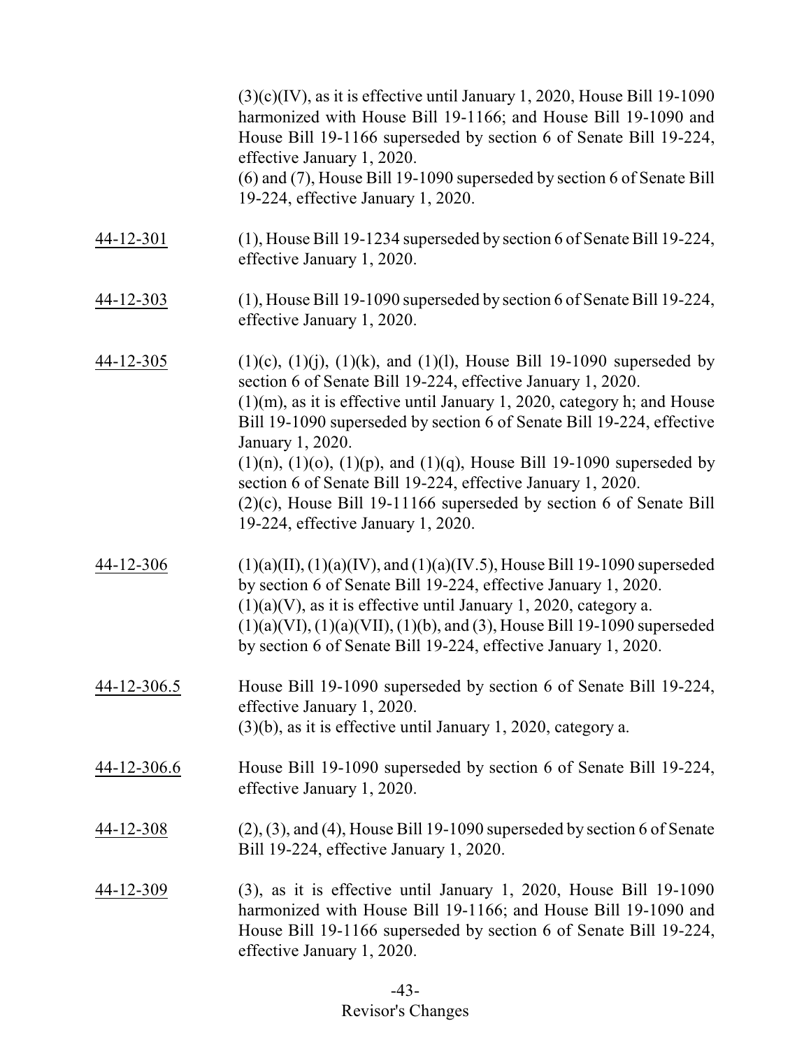(3)(c)(IV), as it is effective until January 1, 2020, House Bill 19-1090 harmonized with House Bill 19-1166; and House Bill 19-1090 and House Bill 19-1166 superseded by section 6 of Senate Bill 19-224, effective January 1, 2020.
(6) and (7), House Bill 19-1090 superseded by section 6 of Senate Bill 19-224, effective January 1, 2020.

| | |
|---|---|
| 44-12-301 | (1), House Bill 19-1234 superseded by section 6 of Senate Bill 19-224, effective January 1, 2020. |
| 44-12-303 | (1), House Bill 19-1090 superseded by section 6 of Senate Bill 19-224, effective January 1, 2020. |
| 44-12-305 | (1)(c), (1)(j), (1)(k), and (1)(l), House Bill 19-1090 superseded by section 6 of Senate Bill 19-224, effective January 1, 2020.<br>(1)(m), as it is effective until January 1, 2020, category h; and House Bill 19-1090 superseded by section 6 of Senate Bill 19-224, effective January 1, 2020.<br>(1)(n), (1)(o), (1)(p), and (1)(q), House Bill 19-1090 superseded by section 6 of Senate Bill 19-224, effective January 1, 2020.<br>(2)(c), House Bill 19-11166 superseded by section 6 of Senate Bill 19-224, effective January 1, 2020. |
| 44-12-306 | (1)(a)(II), (1)(a)(IV), and (1)(a)(IV.5), House Bill 19-1090 superseded by section 6 of Senate Bill 19-224, effective January 1, 2020.<br>(1)(a)(V), as it is effective until January 1, 2020, category a.<br>(1)(a)(VI), (1)(a)(VII), (1)(b), and (3), House Bill 19-1090 superseded by section 6 of Senate Bill 19-224, effective January 1, 2020. |
| 44-12-306.5 | House Bill 19-1090 superseded by section 6 of Senate Bill 19-224, effective January 1, 2020.<br>(3)(b), as it is effective until January 1, 2020, category a. |
| 44-12-306.6 | House Bill 19-1090 superseded by section 6 of Senate Bill 19-224, effective January 1, 2020. |
| 44-12-308 | (2), (3), and (4), House Bill 19-1090 superseded by section 6 of Senate Bill 19-224, effective January 1, 2020. |
| 44-12-309 | (3), as it is effective until January 1, 2020, House Bill 19-1090 harmonized with House Bill 19-1166; and House Bill 19-1090 and House Bill 19-1166 superseded by section 6 of Senate Bill 19-224, effective January 1, 2020. |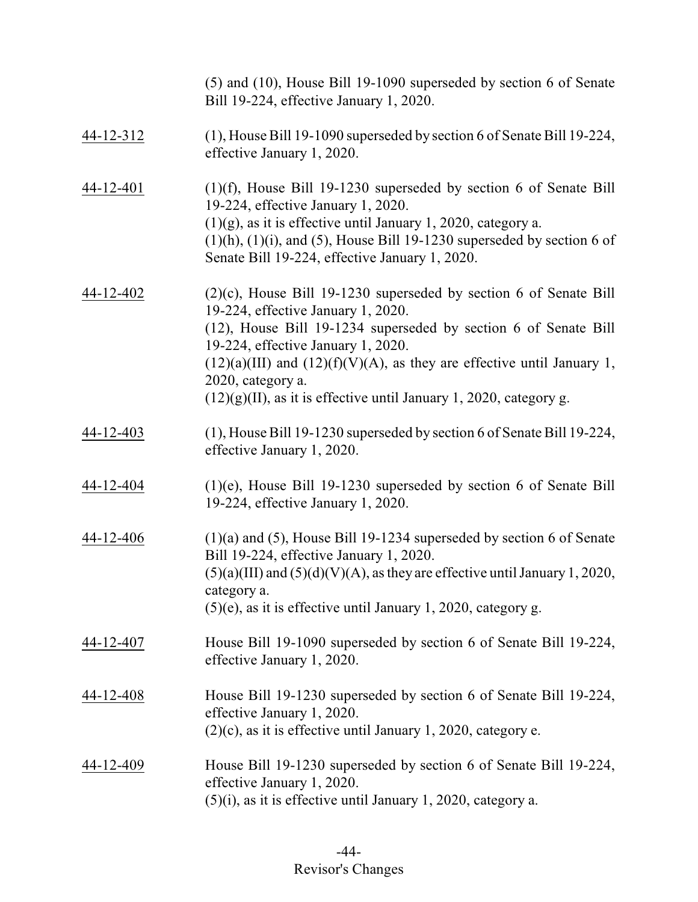(5) and (10), House Bill 19-1090 superseded by section 6 of Senate Bill 19-224, effective January 1, 2020.

| | |
|---|---|
| <u>44-12-312</u> | (1), House Bill 19-1090 superseded by section 6 of Senate Bill 19-224, effective January 1, 2020. |
| <u>44-12-401</u> | (1)(f), House Bill 19-1230 superseded by section 6 of Senate Bill 19-224, effective January 1, 2020.<br>(1)(g), as it is effective until January 1, 2020, category a.<br>(1)(h), (1)(i), and (5), House Bill 19-1230 superseded by section 6 of Senate Bill 19-224, effective January 1, 2020. |
| <u>44-12-402</u> | (2)(c), House Bill 19-1230 superseded by section 6 of Senate Bill 19-224, effective January 1, 2020.<br>(12), House Bill 19-1234 superseded by section 6 of Senate Bill 19-224, effective January 1, 2020.<br>(12)(a)(III) and (12)(f)(V)(A), as they are effective until January 1, 2020, category a.<br>(12)(g)(II), as it is effective until January 1, 2020, category g. |
| <u>44-12-403</u> | (1), House Bill 19-1230 superseded by section 6 of Senate Bill 19-224, effective January 1, 2020. |
| <u>44-12-404</u> | (1)(e), House Bill 19-1230 superseded by section 6 of Senate Bill 19-224, effective January 1, 2020. |
| <u>44-12-406</u> | (1)(a) and (5), House Bill 19-1234 superseded by section 6 of Senate Bill 19-224, effective January 1, 2020.<br>(5)(a)(III) and (5)(d)(V)(A), as they are effective until January 1, 2020, category a.<br>(5)(e), as it is effective until January 1, 2020, category g. |
| <u>44-12-407</u> | House Bill 19-1090 superseded by section 6 of Senate Bill 19-224, effective January 1, 2020. |
| <u>44-12-408</u> | House Bill 19-1230 superseded by section 6 of Senate Bill 19-224, effective January 1, 2020.<br>(2)(c), as it is effective until January 1, 2020, category e. |
| <u>44-12-409</u> | House Bill 19-1230 superseded by section 6 of Senate Bill 19-224, effective January 1, 2020.<br>(5)(i), as it is effective until January 1, 2020, category a. |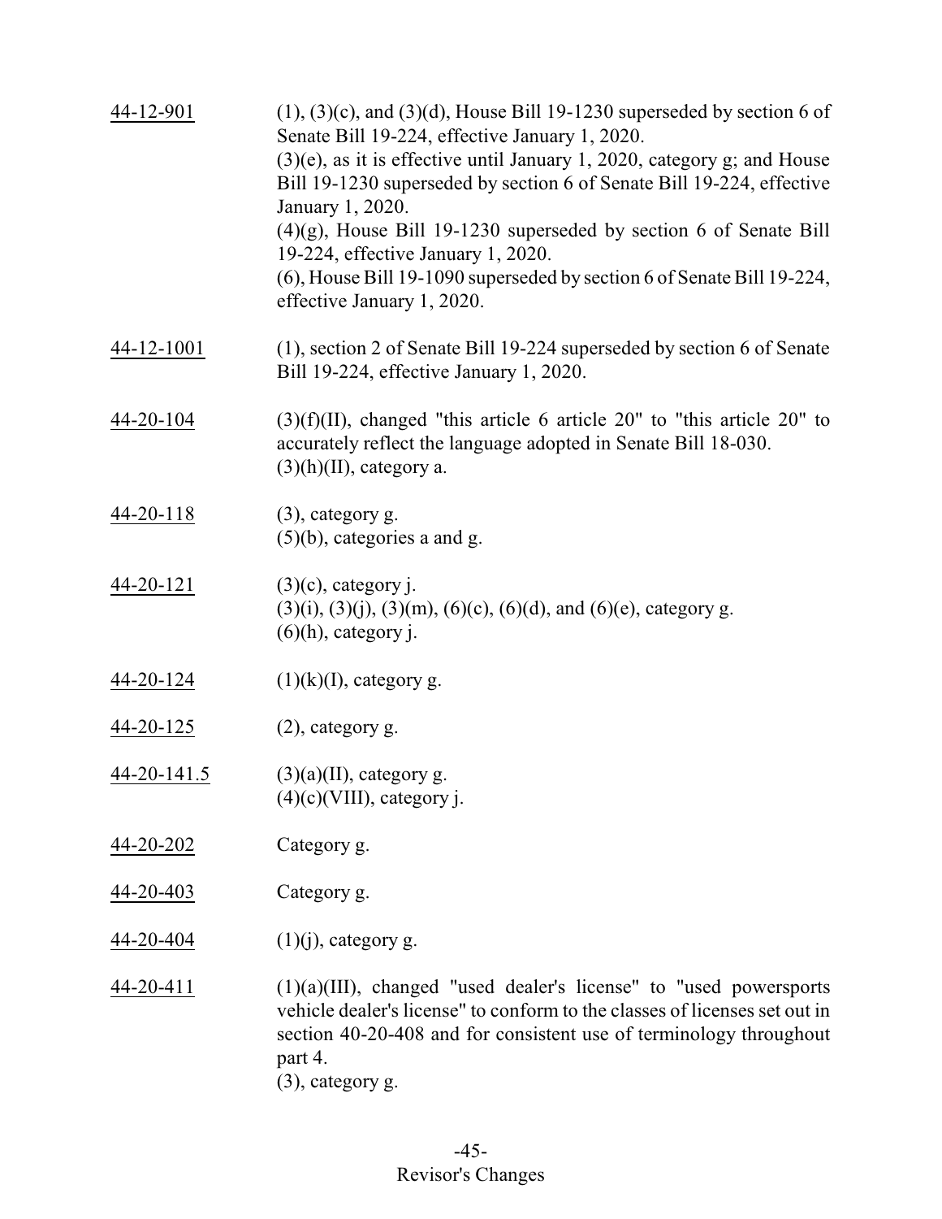| | |
|---|---|
| 44-12-901 | (1), (3)(c), and (3)(d), House Bill 19-1230 superseded by section 6 of Senate Bill 19-224, effective January 1, 2020.<br>(3)(e), as it is effective until January 1, 2020, category g; and House Bill 19-1230 superseded by section 6 of Senate Bill 19-224, effective January 1, 2020.<br>(4)(g), House Bill 19-1230 superseded by section 6 of Senate Bill 19-224, effective January 1, 2020.<br>(6), House Bill 19-1090 superseded by section 6 of Senate Bill 19-224, effective January 1, 2020. |
| 44-12-1001 | (1), section 2 of Senate Bill 19-224 superseded by section 6 of Senate Bill 19-224, effective January 1, 2020. |
| 44-20-104 | (3)(f)(II), changed "this article 6 article 20" to "this article 20" to accurately reflect the language adopted in Senate Bill 18-030.<br>(3)(h)(II), category a. |
| 44-20-118 | (3), category g.<br>(5)(b), categories a and g. |
| 44-20-121 | (3)(c), category j.<br>(3)(i), (3)(j), (3)(m), (6)(c), (6)(d), and (6)(e), category g.<br>(6)(h), category j. |
| 44-20-124 | (1)(k)(I), category g. |
| 44-20-125 | (2), category g. |
| 44-20-141.5 | (3)(a)(II), category g.<br>(4)(c)(VIII), category j. |
| 44-20-202 | Category g. |
| 44-20-403 | Category g. |
| 44-20-404 | (1)(j), category g. |
| 44-20-411 | (1)(a)(III), changed "used dealer's license" to "used powersports vehicle dealer's license" to conform to the classes of licenses set out in section 40-20-408 and for consistent use of terminology throughout part 4.<br>(3), category g. |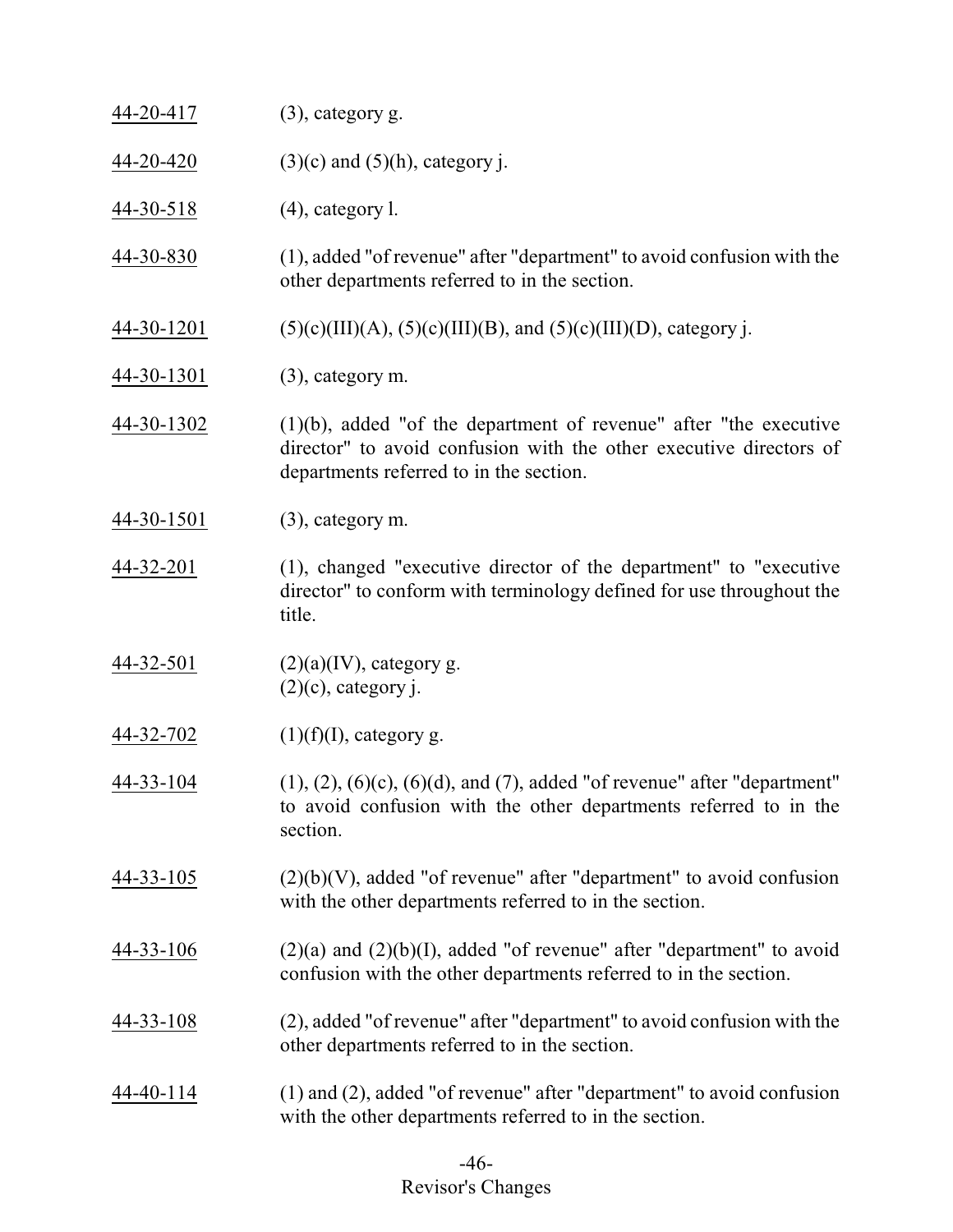<u>44-20-417</u> (3), category g.

<u>44-20-420</u> (3)(c) and (5)(h), category j.

<u>44-30-518</u> (4), category l.

<u>44-30-830</u> (1), added "of revenue" after "department" to avoid confusion with the other departments referred to in the section.

<u>44-30-1201</u> (5)(c)(III)(A), (5)(c)(III)(B), and (5)(c)(III)(D), category j.

<u>44-30-1301</u> (3), category m.

<u>44-30-1302</u> (1)(b), added "of the department of revenue" after "the executive director" to avoid confusion with the other executive directors of departments referred to in the section.

<u>44-30-1501</u> (3), category m.

<u>44-32-201</u> (1), changed "executive director of the department" to "executive director" to conform with terminology defined for use throughout the title.

<u>44-32-501</u> (2)(a)(IV), category g.
(2)(c), category j.

<u>44-32-702</u> (1)(f)(I), category g.

<u>44-33-104</u> (1), (2), (6)(c), (6)(d), and (7), added "of revenue" after "department" to avoid confusion with the other departments referred to in the section.

<u>44-33-105</u> (2)(b)(V), added "of revenue" after "department" to avoid confusion with the other departments referred to in the section.

<u>44-33-106</u> (2)(a) and (2)(b)(I), added "of revenue" after "department" to avoid confusion with the other departments referred to in the section.

<u>44-33-108</u> (2), added "of revenue" after "department" to avoid confusion with the other departments referred to in the section.

<u>44-40-114</u> (1) and (2), added "of revenue" after "department" to avoid confusion with the other departments referred to in the section.